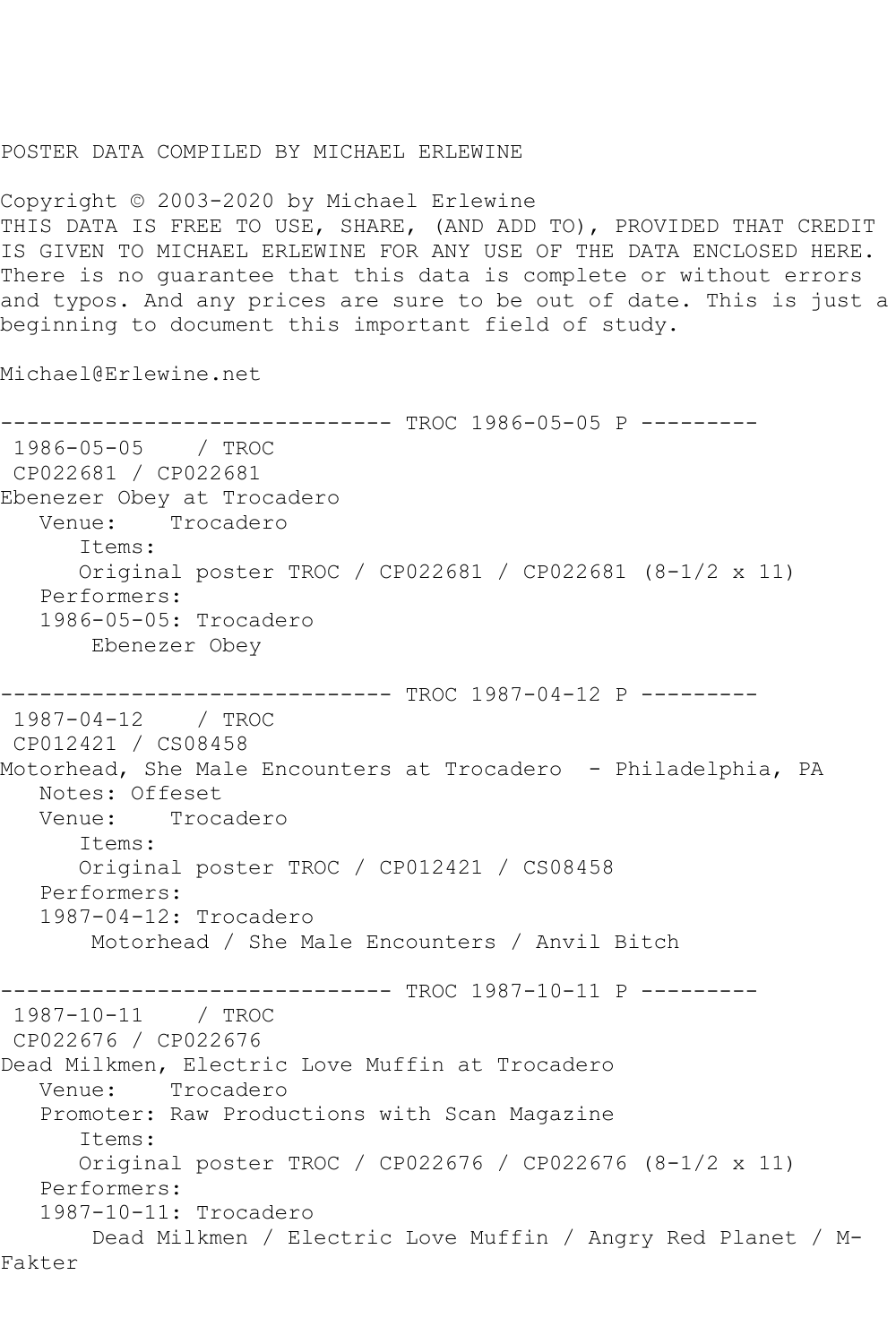POSTER DATA COMPILED BY MICHAEL ERLEWINE

Copyright © 2003-2020 by Michael Erlewine
THIS DATA IS FREE TO USE, SHARE, (AND ADD TO), PROVIDED THAT CREDIT IS GIVEN TO MICHAEL ERLEWINE FOR ANY USE OF THE DATA ENCLOSED HERE. There is no guarantee that this data is complete or without errors and typos. And any prices are sure to be out of date. This is just a beginning to document this important field of study.

Michael@Erlewine.net

```
------------------------------ TROC 1986-05-05 P ---------
 1986-05-05    / TROC
 CP022681 / CP022681
Ebenezer Obey at Trocadero
   Venue:    Trocadero
      Items:
      Original poster TROC / CP022681 / CP022681 (8-1/2 x 11)
   Performers:
   1986-05-05: Trocadero
       Ebenezer Obey

------------------------------ TROC 1987-04-12 P ---------
 1987-04-12    / TROC
 CP012421 / CS08458
Motorhead, She Male Encounters at Trocadero  - Philadelphia, PA
   Notes: Offeset
   Venue:    Trocadero
      Items:
      Original poster TROC / CP012421 / CS08458
   Performers:
   1987-04-12: Trocadero
       Motorhead / She Male Encounters / Anvil Bitch

------------------------------ TROC 1987-10-11 P ---------
 1987-10-11    / TROC
 CP022676 / CP022676
Dead Milkmen, Electric Love Muffin at Trocadero
   Venue:    Trocadero
   Promoter: Raw Productions with Scan Magazine
      Items:
      Original poster TROC / CP022676 / CP022676 (8-1/2 x 11)
   Performers:
   1987-10-11: Trocadero
       Dead Milkmen / Electric Love Muffin / Angry Red Planet / M-
Fakter
```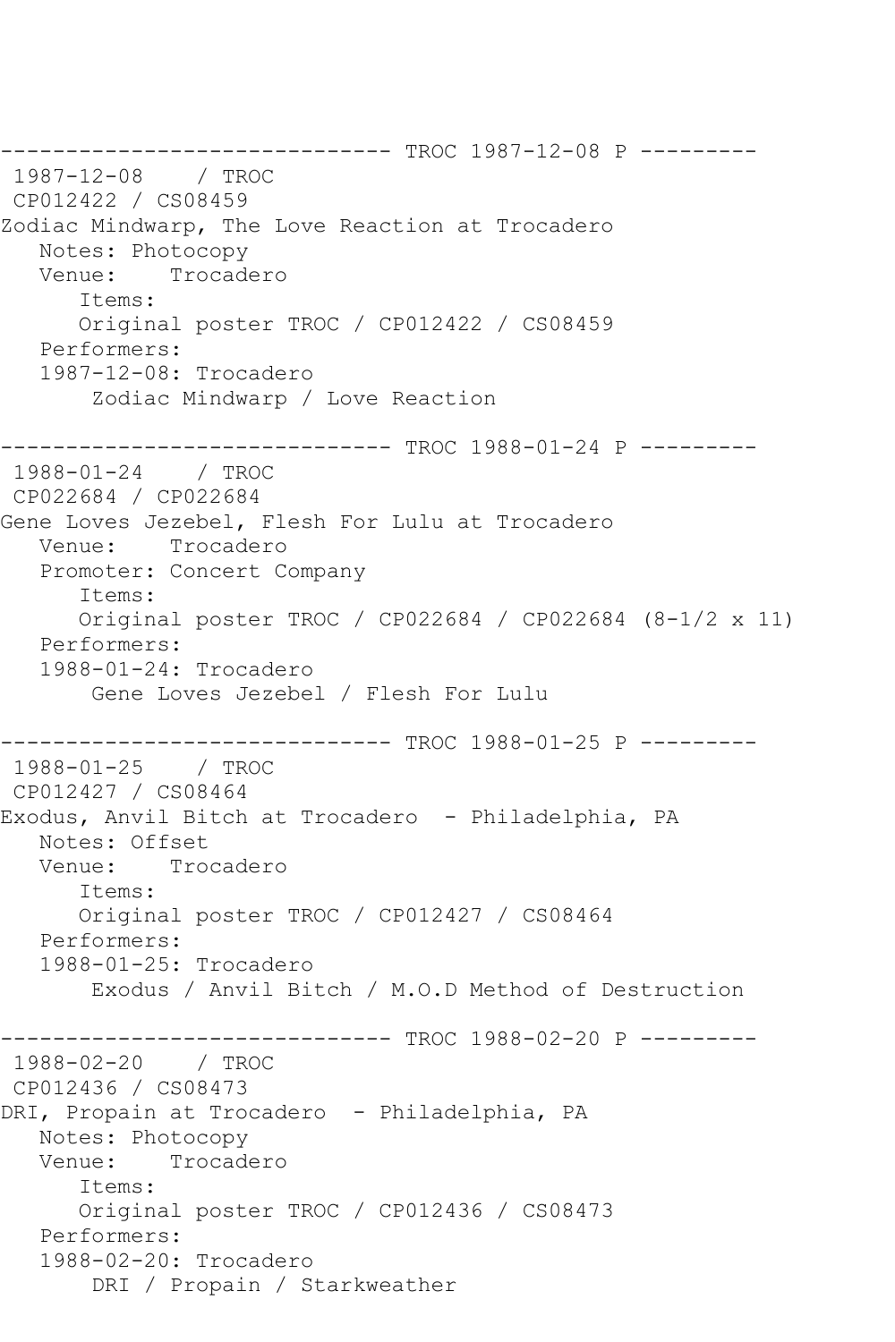```
------------------------------ TROC 1987-12-08 P ---------
 1987-12-08    / TROC
 CP012422 / CS08459
Zodiac Mindwarp, The Love Reaction at Trocadero
   Notes: Photocopy
   Venue:    Trocadero
      Items:
      Original poster TROC / CP012422 / CS08459
   Performers:
   1987-12-08: Trocadero
       Zodiac Mindwarp / Love Reaction

------------------------------ TROC 1988-01-24 P ---------
 1988-01-24    / TROC
 CP022684 / CP022684
Gene Loves Jezebel, Flesh For Lulu at Trocadero
   Venue:    Trocadero
   Promoter: Concert Company
      Items:
      Original poster TROC / CP022684 / CP022684 (8-1/2 x 11)
   Performers:
   1988-01-24: Trocadero
       Gene Loves Jezebel / Flesh For Lulu

------------------------------ TROC 1988-01-25 P ---------
 1988-01-25    / TROC
 CP012427 / CS08464
Exodus, Anvil Bitch at Trocadero  - Philadelphia, PA
   Notes: Offset
   Venue:    Trocadero
      Items:
      Original poster TROC / CP012427 / CS08464
   Performers:
   1988-01-25: Trocadero
       Exodus / Anvil Bitch / M.O.D Method of Destruction

------------------------------ TROC 1988-02-20 P ---------
 1988-02-20    / TROC
 CP012436 / CS08473
DRI, Propain at Trocadero  - Philadelphia, PA
   Notes: Photocopy
   Venue:    Trocadero
      Items:
      Original poster TROC / CP012436 / CS08473
   Performers:
   1988-02-20: Trocadero
       DRI / Propain / Starkweather
```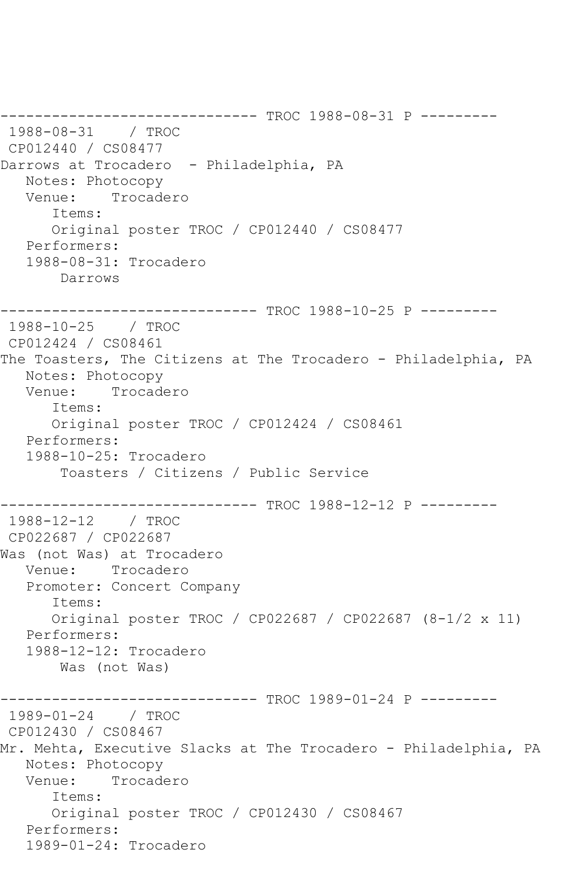------------------------------ TROC 1988-08-31 P ---------

1988-08-31 / TROC

CP012440 / CS08477

Darrows at Trocadero - Philadelphia, PA

Notes: Photocopy

Venue: Trocadero

Items:

Original poster TROC / CP012440 / CS08477

Performers:

1988-08-31: Trocadero

Darrows

------------------------------ TROC 1988-10-25 P ---------

1988-10-25 / TROC

CP012424 / CS08461

The Toasters, The Citizens at The Trocadero - Philadelphia, PA

Notes: Photocopy

Venue: Trocadero

Items:

Original poster TROC / CP012424 / CS08461

Performers:

1988-10-25: Trocadero

Toasters / Citizens / Public Service

------------------------------ TROC 1988-12-12 P ---------

1988-12-12 / TROC

CP022687 / CP022687

Was (not Was) at Trocadero

Venue: Trocadero

Promoter: Concert Company

Items:

Original poster TROC / CP022687 / CP022687 (8-1/2 x 11)

Performers:

1988-12-12: Trocadero

Was (not Was)

------------------------------ TROC 1989-01-24 P ---------

1989-01-24 / TROC

CP012430 / CS08467

Mr. Mehta, Executive Slacks at The Trocadero - Philadelphia, PA

Notes: Photocopy

Venue: Trocadero

Items:

Original poster TROC / CP012430 / CS08467

Performers:

1989-01-24: Trocadero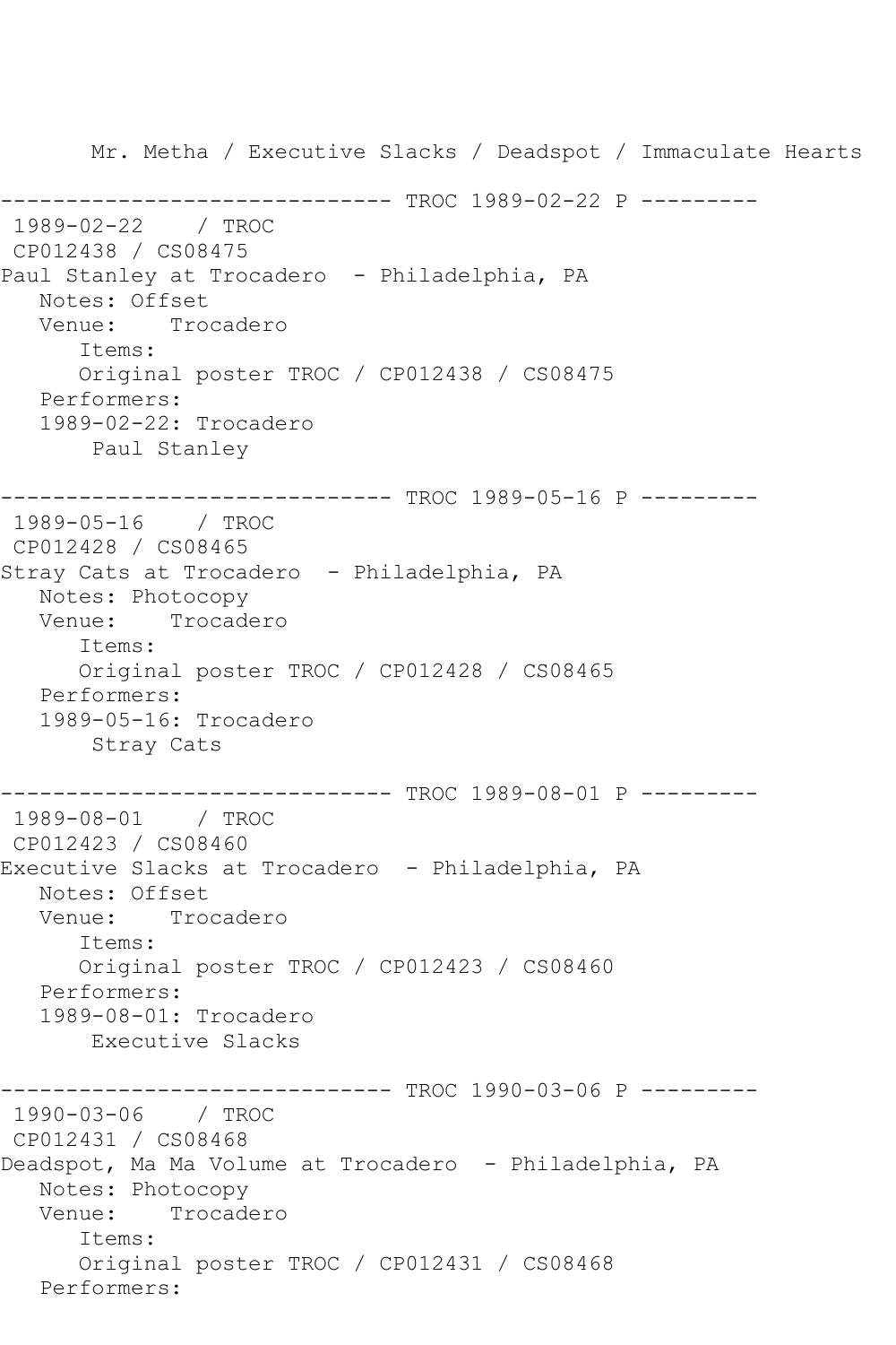Mr. Metha / Executive Slacks / Deadspot / Immaculate Hearts

------------------------------ TROC 1989-02-22 P ---------

1989-02-22 / TROC
CP012438 / CS08475
Paul Stanley at Trocadero - Philadelphia, PA
Notes: Offset
Venue: Trocadero
Items:
Original poster TROC / CP012438 / CS08475
Performers:
1989-02-22: Trocadero
Paul Stanley

------------------------------ TROC 1989-05-16 P ---------

1989-05-16 / TROC
CP012428 / CS08465
Stray Cats at Trocadero - Philadelphia, PA
Notes: Photocopy
Venue: Trocadero
Items:
Original poster TROC / CP012428 / CS08465
Performers:
1989-05-16: Trocadero
Stray Cats

------------------------------ TROC 1989-08-01 P ---------

1989-08-01 / TROC
CP012423 / CS08460
Executive Slacks at Trocadero - Philadelphia, PA
Notes: Offset
Venue: Trocadero
Items:
Original poster TROC / CP012423 / CS08460
Performers:
1989-08-01: Trocadero
Executive Slacks

------------------------------ TROC 1990-03-06 P ---------

1990-03-06 / TROC
CP012431 / CS08468
Deadspot, Ma Ma Volume at Trocadero - Philadelphia, PA
Notes: Photocopy
Venue: Trocadero
Items:
Original poster TROC / CP012431 / CS08468
Performers: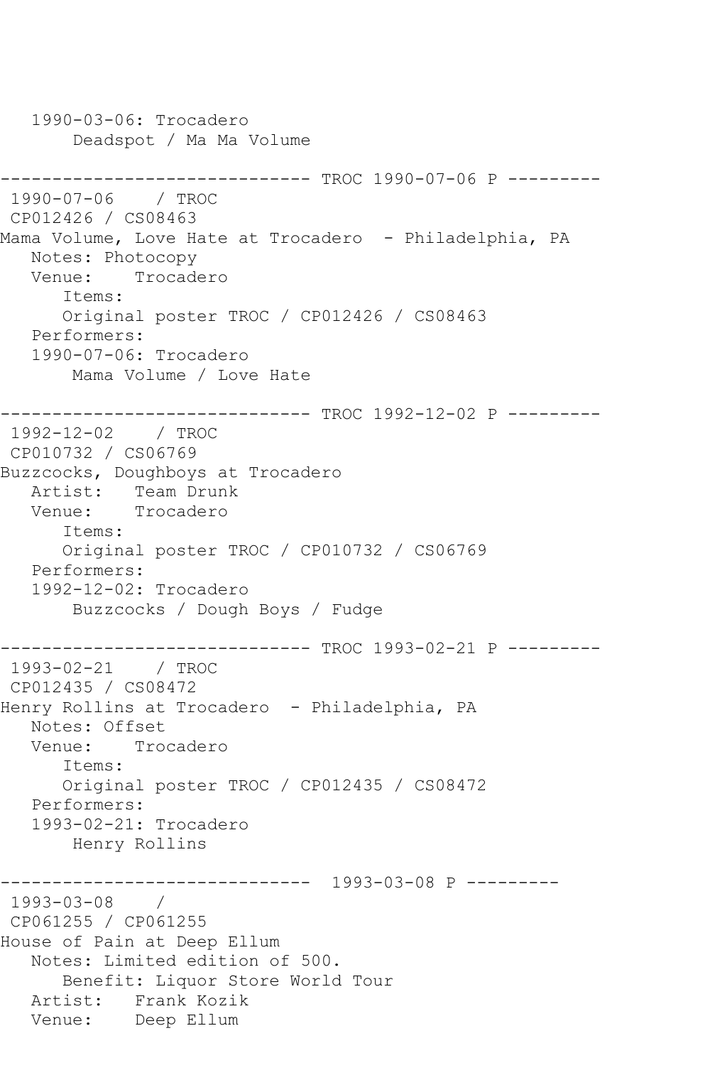1990-03-06: Trocadero
    Deadspot / Ma Ma Volume

------------------------------ TROC 1990-07-06 P ---------

1990-07-06 / TROC
CP012426 / CS08463
Mama Volume, Love Hate at Trocadero - Philadelphia, PA
Notes: Photocopy
Venue: Trocadero
Items:
Original poster TROC / CP012426 / CS08463
Performers:
1990-07-06: Trocadero
    Mama Volume / Love Hate

------------------------------ TROC 1992-12-02 P ---------

1992-12-02 / TROC
CP010732 / CS06769
Buzzcocks, Doughboys at Trocadero
Artist: Team Drunk
Venue: Trocadero
Items:
Original poster TROC / CP010732 / CS06769
Performers:
1992-12-02: Trocadero
    Buzzcocks / Dough Boys / Fudge

------------------------------ TROC 1993-02-21 P ---------

1993-02-21 / TROC
CP012435 / CS08472
Henry Rollins at Trocadero - Philadelphia, PA
Notes: Offset
Venue: Trocadero
Items:
Original poster TROC / CP012435 / CS08472
Performers:
1993-02-21: Trocadero
    Henry Rollins

------------------------------ 1993-03-08 P ---------

1993-03-08 /
CP061255 / CP061255
House of Pain at Deep Ellum
Notes: Limited edition of 500.
Benefit: Liquor Store World Tour
Artist: Frank Kozik
Venue: Deep Ellum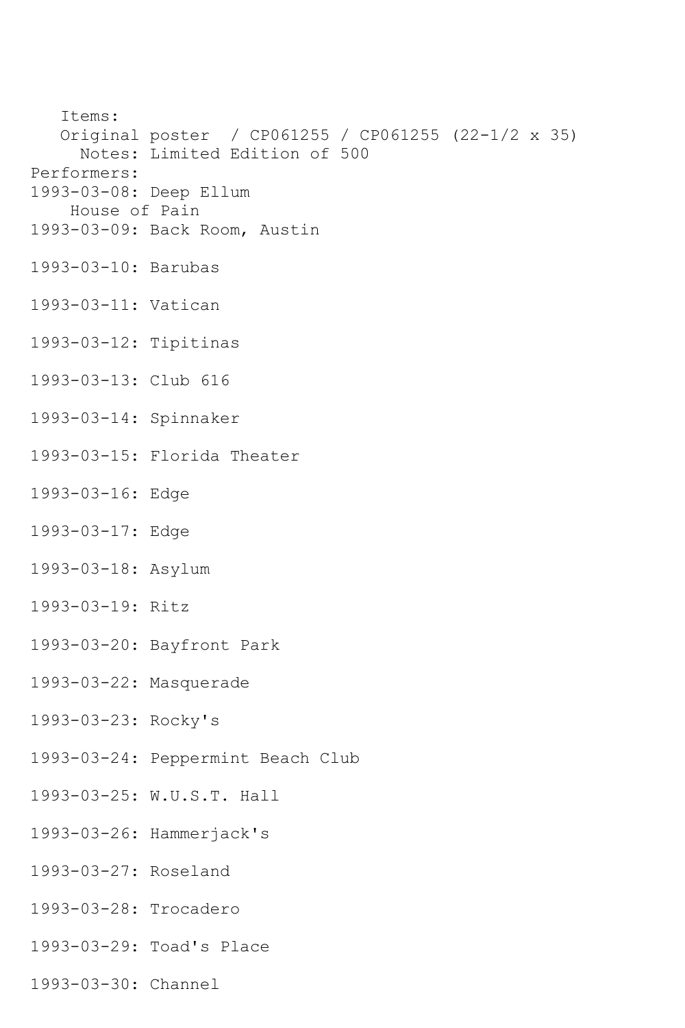Items:

Original poster / CP061255 / CP061255 (22-1/2 x 35)

Notes: Limited Edition of 500

Performers:

1993-03-08: Deep Ellum

House of Pain

1993-03-09: Back Room, Austin

1993-03-10: Barubas

1993-03-11: Vatican

1993-03-12: Tipitinas

1993-03-13: Club 616

1993-03-14: Spinnaker

1993-03-15: Florida Theater

1993-03-16: Edge

1993-03-17: Edge

1993-03-18: Asylum

1993-03-19: Ritz

1993-03-20: Bayfront Park

1993-03-22: Masquerade

1993-03-23: Rocky's

1993-03-24: Peppermint Beach Club

1993-03-25: W.U.S.T. Hall

1993-03-26: Hammerjack's

1993-03-27: Roseland

1993-03-28: Trocadero

1993-03-29: Toad's Place

1993-03-30: Channel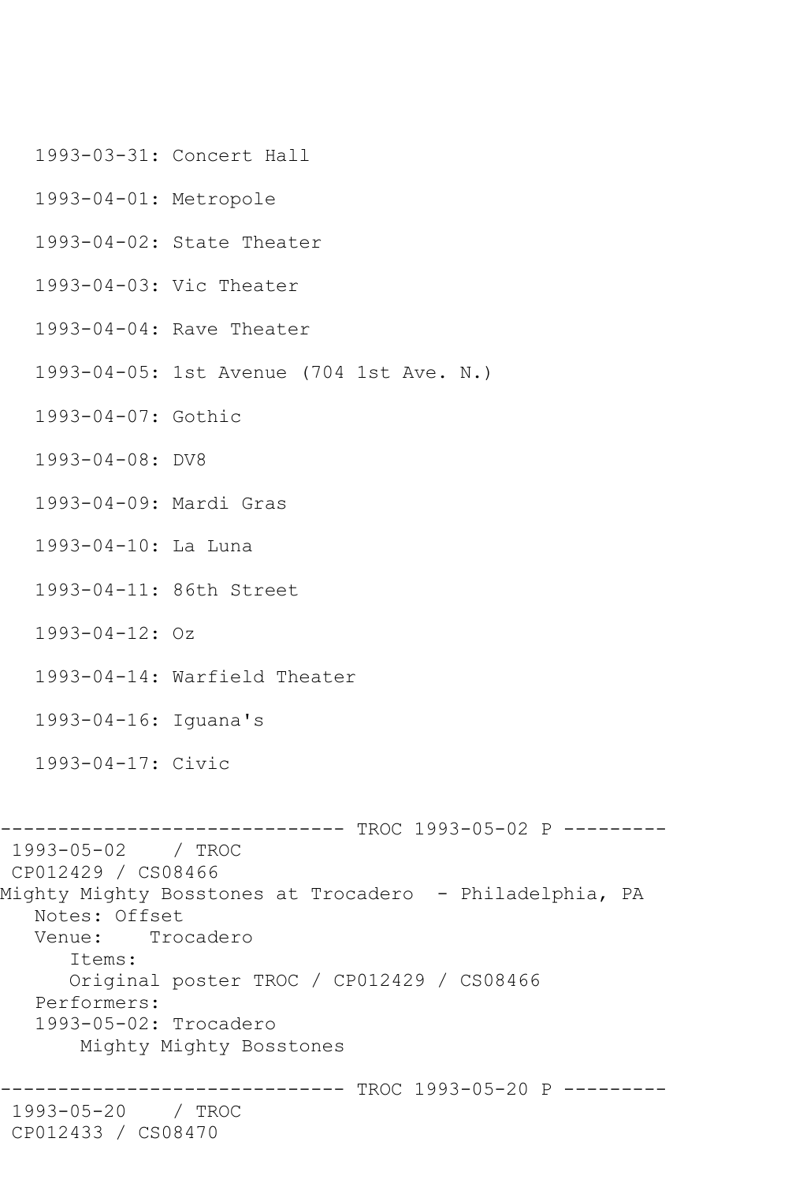1993-03-31: Concert Hall

   1993-04-01: Metropole

   1993-04-02: State Theater

   1993-04-03: Vic Theater

   1993-04-04: Rave Theater

   1993-04-05: 1st Avenue (704 1st Ave. N.)

   1993-04-07: Gothic

   1993-04-08: DV8

   1993-04-09: Mardi Gras

   1993-04-10: La Luna

   1993-04-11: 86th Street

   1993-04-12: Oz

   1993-04-14: Warfield Theater

   1993-04-16: Iguana's

   1993-04-17: Civic

```
------------------------------ TROC 1993-05-02 P ---------
 1993-05-02    / TROC
 CP012429 / CS08466
Mighty Mighty Bosstones at Trocadero  - Philadelphia, PA
   Notes: Offset
   Venue:    Trocadero
      Items:
      Original poster TROC / CP012429 / CS08466
   Performers:
   1993-05-02: Trocadero
       Mighty Mighty Bosstones

------------------------------ TROC 1993-05-20 P ---------
 1993-05-20    / TROC
 CP012433 / CS08470
```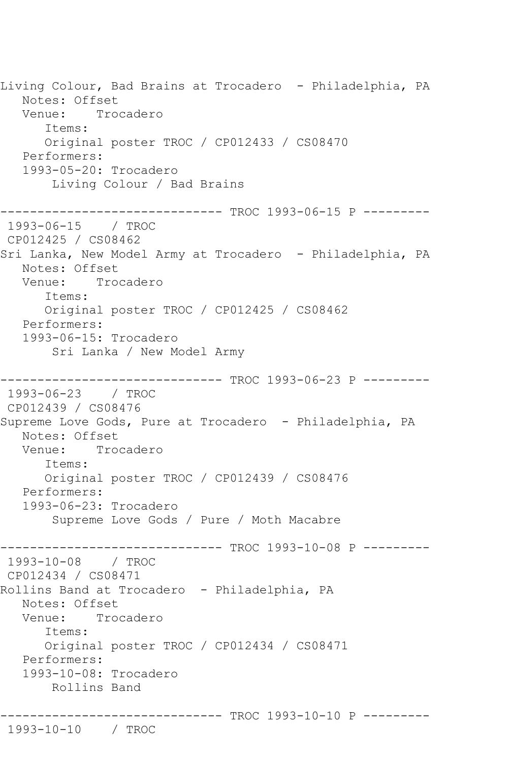```
Living Colour, Bad Brains at Trocadero  - Philadelphia, PA
   Notes: Offset
   Venue:    Trocadero
      Items:
      Original poster TROC / CP012433 / CS08470
   Performers:
   1993-05-20: Trocadero
       Living Colour / Bad Brains

------------------------------ TROC 1993-06-15 P ---------
 1993-06-15    / TROC
 CP012425 / CS08462
Sri Lanka, New Model Army at Trocadero  - Philadelphia, PA
   Notes: Offset
   Venue:    Trocadero
      Items:
      Original poster TROC / CP012425 / CS08462
   Performers:
   1993-06-15: Trocadero
       Sri Lanka / New Model Army

------------------------------ TROC 1993-06-23 P ---------
 1993-06-23    / TROC
 CP012439 / CS08476
Supreme Love Gods, Pure at Trocadero  - Philadelphia, PA
   Notes: Offset
   Venue:    Trocadero
      Items:
      Original poster TROC / CP012439 / CS08476
   Performers:
   1993-06-23: Trocadero
       Supreme Love Gods / Pure / Moth Macabre

------------------------------ TROC 1993-10-08 P ---------
 1993-10-08    / TROC
 CP012434 / CS08471
Rollins Band at Trocadero  - Philadelphia, PA
   Notes: Offset
   Venue:    Trocadero
      Items:
      Original poster TROC / CP012434 / CS08471
   Performers:
   1993-10-08: Trocadero
       Rollins Band

------------------------------ TROC 1993-10-10 P ---------
 1993-10-10    / TROC
```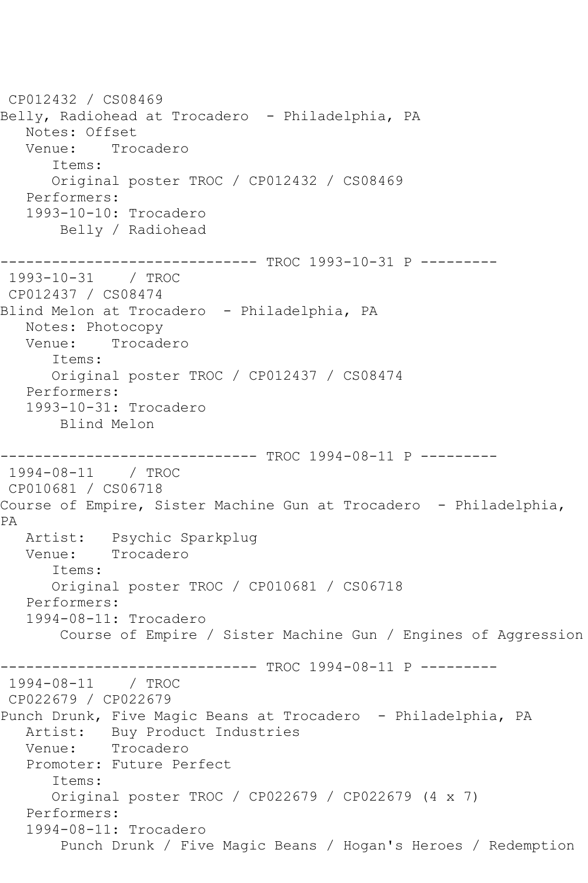CP012432 / CS08469
Belly, Radiohead at Trocadero - Philadelphia, PA
Notes: Offset
Venue: Trocadero
Items:
Original poster TROC / CP012432 / CS08469
Performers:
1993-10-10: Trocadero
Belly / Radiohead

------------------------------ TROC 1993-10-31 P ---------
1993-10-31 / TROC
CP012437 / CS08474
Blind Melon at Trocadero - Philadelphia, PA
Notes: Photocopy
Venue: Trocadero
Items:
Original poster TROC / CP012437 / CS08474
Performers:
1993-10-31: Trocadero
Blind Melon

------------------------------ TROC 1994-08-11 P ---------
1994-08-11 / TROC
CP010681 / CS06718
Course of Empire, Sister Machine Gun at Trocadero - Philadelphia, PA
Artist: Psychic Sparkplug
Venue: Trocadero
Items:
Original poster TROC / CP010681 / CS06718
Performers:
1994-08-11: Trocadero
Course of Empire / Sister Machine Gun / Engines of Aggression

------------------------------ TROC 1994-08-11 P ---------
1994-08-11 / TROC
CP022679 / CP022679
Punch Drunk, Five Magic Beans at Trocadero - Philadelphia, PA
Artist: Buy Product Industries
Venue: Trocadero
Promoter: Future Perfect
Items:
Original poster TROC / CP022679 / CP022679 (4 x 7)
Performers:
1994-08-11: Trocadero
Punch Drunk / Five Magic Beans / Hogan's Heroes / Redemption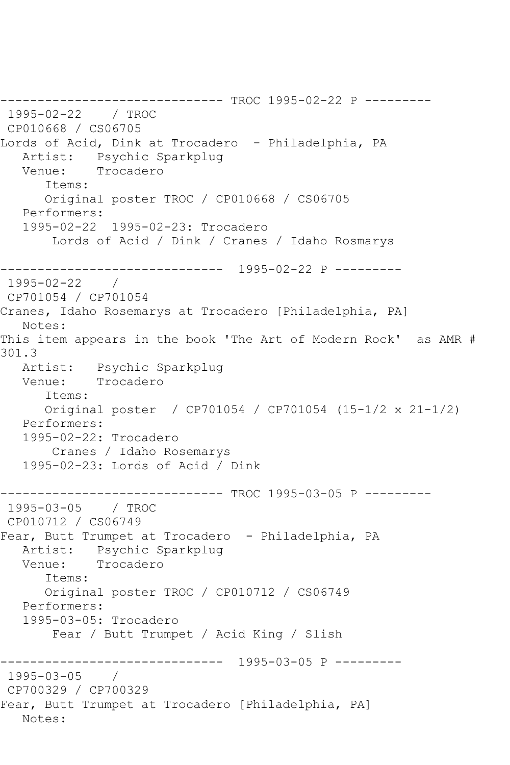------------------------------ TROC 1995-02-22 P ---------
 1995-02-22    / TROC
 CP010668 / CS06705
Lords of Acid, Dink at Trocadero  - Philadelphia, PA
   Artist:   Psychic Sparkplug
   Venue:    Trocadero
      Items:
      Original poster TROC / CP010668 / CS06705
   Performers:
   1995-02-22  1995-02-23: Trocadero
       Lords of Acid / Dink / Cranes / Idaho Rosmarys

------------------------------  1995-02-22 P ---------
 1995-02-22    /
 CP701054 / CP701054
Cranes, Idaho Rosemarys at Trocadero [Philadelphia, PA]
   Notes:
This item appears in the book 'The Art of Modern Rock'  as AMR # 301.3
   Artist:   Psychic Sparkplug
   Venue:    Trocadero
      Items:
      Original poster  / CP701054 / CP701054 (15-1/2 x 21-1/2)
   Performers:
   1995-02-22: Trocadero
       Cranes / Idaho Rosemarys
   1995-02-23: Lords of Acid / Dink

------------------------------ TROC 1995-03-05 P ---------
 1995-03-05    / TROC
 CP010712 / CS06749
Fear, Butt Trumpet at Trocadero  - Philadelphia, PA
   Artist:   Psychic Sparkplug
   Venue:    Trocadero
      Items:
      Original poster TROC / CP010712 / CS06749
   Performers:
   1995-03-05: Trocadero
       Fear / Butt Trumpet / Acid King / Slish

------------------------------  1995-03-05 P ---------
 1995-03-05    /
 CP700329 / CP700329
Fear, Butt Trumpet at Trocadero [Philadelphia, PA]
   Notes: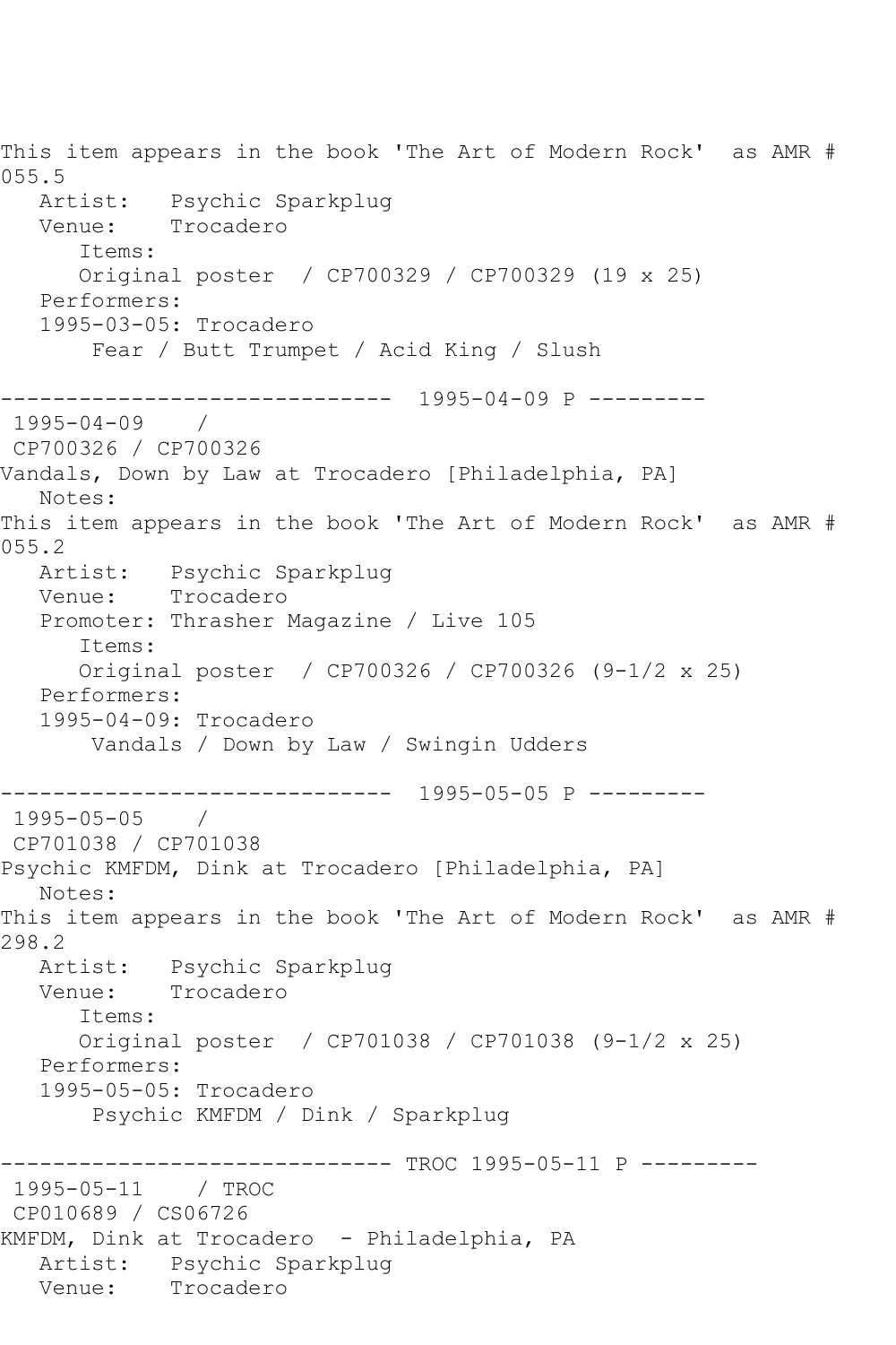This item appears in the book 'The Art of Modern Rock' as AMR # 055.5
   Artist: Psychic Sparkplug
   Venue: Trocadero
      Items:
      Original poster / CP700329 / CP700329 (19 x 25)
   Performers:
   1995-03-05: Trocadero
       Fear / Butt Trumpet / Acid King / Slush

------------------------------ 1995-04-09 P ---------
 1995-04-09 /
 CP700326 / CP700326
Vandals, Down by Law at Trocadero [Philadelphia, PA]
   Notes:
This item appears in the book 'The Art of Modern Rock' as AMR # 055.2
   Artist: Psychic Sparkplug
   Venue: Trocadero
   Promoter: Thrasher Magazine / Live 105
      Items:
      Original poster / CP700326 / CP700326 (9-1/2 x 25)
   Performers:
   1995-04-09: Trocadero
       Vandals / Down by Law / Swingin Udders

------------------------------ 1995-05-05 P ---------
 1995-05-05 /
 CP701038 / CP701038
Psychic KMFDM, Dink at Trocadero [Philadelphia, PA]
   Notes:
This item appears in the book 'The Art of Modern Rock' as AMR # 298.2
   Artist: Psychic Sparkplug
   Venue: Trocadero
      Items:
      Original poster / CP701038 / CP701038 (9-1/2 x 25)
   Performers:
   1995-05-05: Trocadero
       Psychic KMFDM / Dink / Sparkplug

------------------------------ TROC 1995-05-11 P ---------
 1995-05-11 / TROC
 CP010689 / CS06726
KMFDM, Dink at Trocadero - Philadelphia, PA
   Artist: Psychic Sparkplug
   Venue: Trocadero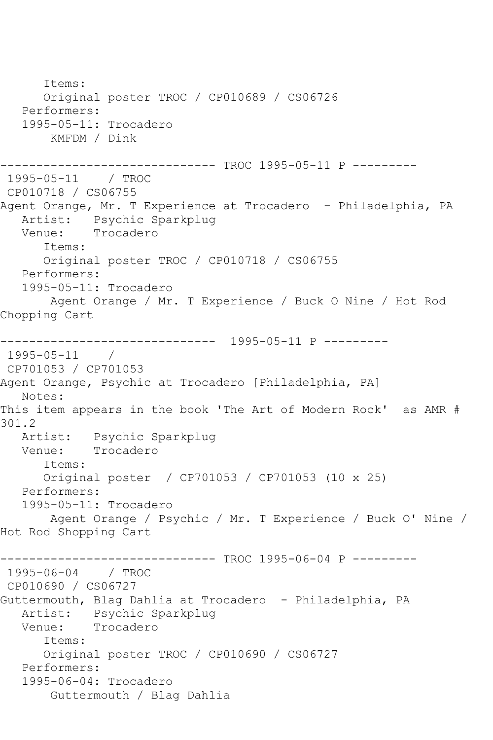Items:
Original poster TROC / CP010689 / CS06726
Performers:
1995-05-11: Trocadero
KMFDM / Dink

------------------------------ TROC 1995-05-11 P ---------
1995-05-11 / TROC
CP010718 / CS06755
Agent Orange, Mr. T Experience at Trocadero - Philadelphia, PA
Artist: Psychic Sparkplug
Venue: Trocadero
Items:
Original poster TROC / CP010718 / CS06755
Performers:
1995-05-11: Trocadero
Agent Orange / Mr. T Experience / Buck O Nine / Hot Rod Chopping Cart

------------------------------ 1995-05-11 P ---------
1995-05-11 /
CP701053 / CP701053
Agent Orange, Psychic at Trocadero [Philadelphia, PA]
Notes:
This item appears in the book 'The Art of Modern Rock' as AMR # 301.2
Artist: Psychic Sparkplug
Venue: Trocadero
Items:
Original poster / CP701053 / CP701053 (10 x 25)
Performers:
1995-05-11: Trocadero
Agent Orange / Psychic / Mr. T Experience / Buck O' Nine / Hot Rod Shopping Cart

------------------------------ TROC 1995-06-04 P ---------
1995-06-04 / TROC
CP010690 / CS06727
Guttermouth, Blag Dahlia at Trocadero - Philadelphia, PA
Artist: Psychic Sparkplug
Venue: Trocadero
Items:
Original poster TROC / CP010690 / CS06727
Performers:
1995-06-04: Trocadero
Guttermouth / Blag Dahlia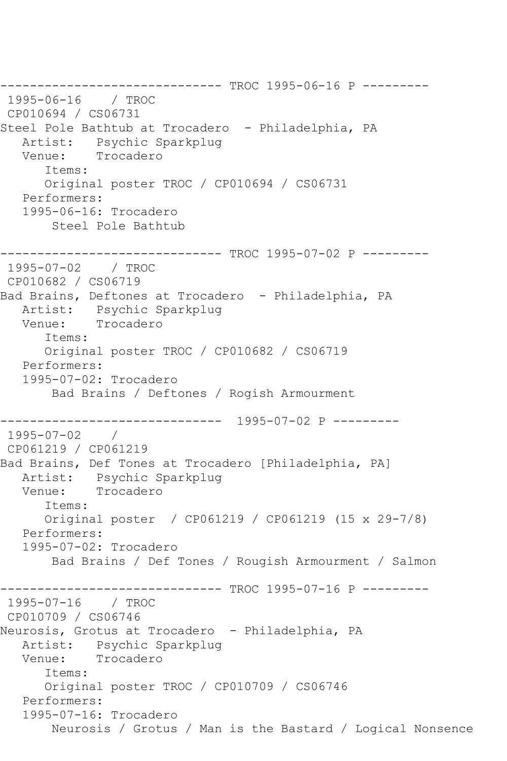```
------------------------------ TROC 1995-06-16 P ---------
 1995-06-16    / TROC
 CP010694 / CS06731
Steel Pole Bathtub at Trocadero  - Philadelphia, PA
   Artist:   Psychic Sparkplug
   Venue:    Trocadero
      Items:
      Original poster TROC / CP010694 / CS06731
   Performers:
   1995-06-16: Trocadero
       Steel Pole Bathtub

------------------------------ TROC 1995-07-02 P ---------
 1995-07-02    / TROC
 CP010682 / CS06719
Bad Brains, Deftones at Trocadero  - Philadelphia, PA
   Artist:   Psychic Sparkplug
   Venue:    Trocadero
      Items:
      Original poster TROC / CP010682 / CS06719
   Performers:
   1995-07-02: Trocadero
       Bad Brains / Deftones / Rogish Armourment

------------------------------  1995-07-02 P ---------
 1995-07-02    /
 CP061219 / CP061219
Bad Brains, Def Tones at Trocadero [Philadelphia, PA]
   Artist:   Psychic Sparkplug
   Venue:    Trocadero
      Items:
      Original poster  / CP061219 / CP061219 (15 x 29-7/8)
   Performers:
   1995-07-02: Trocadero
       Bad Brains / Def Tones / Rougish Armourment / Salmon

------------------------------ TROC 1995-07-16 P ---------
 1995-07-16    / TROC
 CP010709 / CS06746
Neurosis, Grotus at Trocadero  - Philadelphia, PA
   Artist:   Psychic Sparkplug
   Venue:    Trocadero
      Items:
      Original poster TROC / CP010709 / CS06746
   Performers:
   1995-07-16: Trocadero
       Neurosis / Grotus / Man is the Bastard / Logical Nonsence
```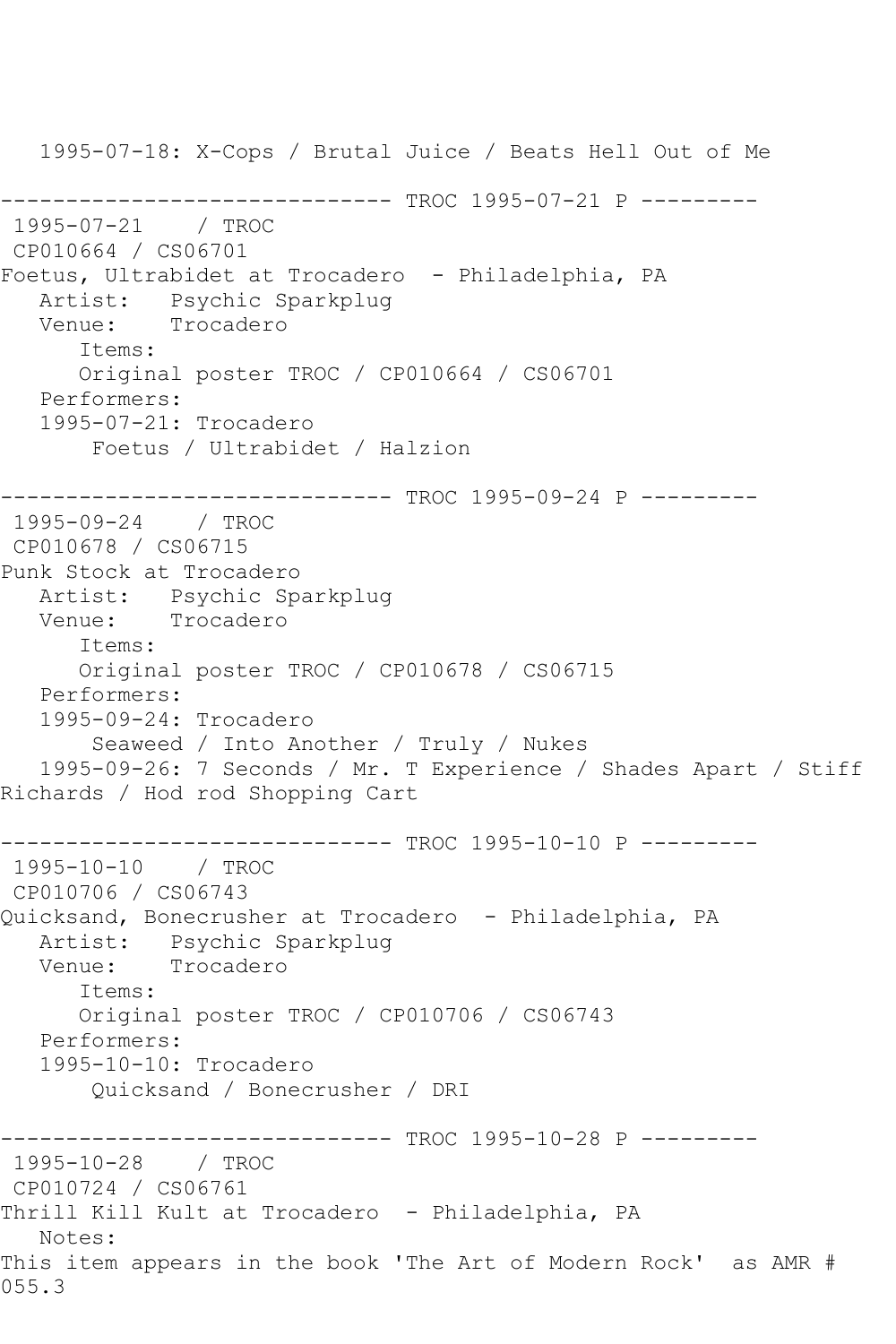1995-07-18: X-Cops / Brutal Juice / Beats Hell Out of Me

------------------------------ TROC 1995-07-21 P ---------

1995-07-21 / TROC

CP010664 / CS06701

Foetus, Ultrabidet at Trocadero - Philadelphia, PA

Artist: Psychic Sparkplug

Venue: Trocadero

Items:

Original poster TROC / CP010664 / CS06701

Performers:

1995-07-21: Trocadero

Foetus / Ultrabidet / Halzion

------------------------------ TROC 1995-09-24 P ---------

1995-09-24 / TROC

CP010678 / CS06715

Punk Stock at Trocadero

Artist: Psychic Sparkplug

Venue: Trocadero

Items:

Original poster TROC / CP010678 / CS06715

Performers:

1995-09-24: Trocadero

Seaweed / Into Another / Truly / Nukes

1995-09-26: 7 Seconds / Mr. T Experience / Shades Apart / Stiff Richards / Hod rod Shopping Cart

------------------------------ TROC 1995-10-10 P ---------

1995-10-10 / TROC

CP010706 / CS06743

Quicksand, Bonecrusher at Trocadero - Philadelphia, PA

Artist: Psychic Sparkplug

Venue: Trocadero

Items:

Original poster TROC / CP010706 / CS06743

Performers:

1995-10-10: Trocadero

Quicksand / Bonecrusher / DRI

------------------------------ TROC 1995-10-28 P ---------

1995-10-28 / TROC

CP010724 / CS06761

Thrill Kill Kult at Trocadero - Philadelphia, PA

Notes:

This item appears in the book 'The Art of Modern Rock' as AMR # 055.3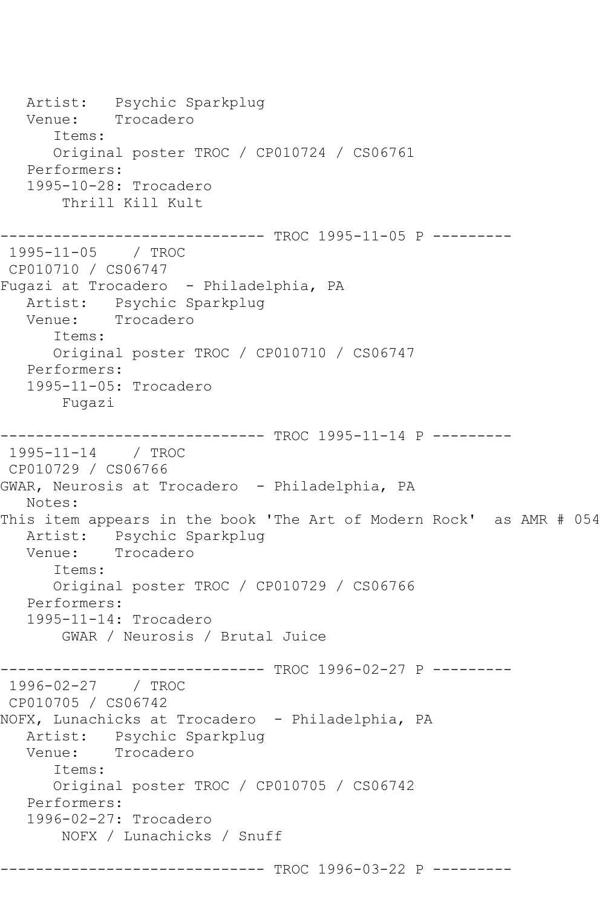```
   Artist:   Psychic Sparkplug
   Venue:    Trocadero
      Items:
      Original poster TROC / CP010724 / CS06761
   Performers:
   1995-10-28: Trocadero
       Thrill Kill Kult

------------------------------ TROC 1995-11-05 P ---------
 1995-11-05    / TROC
 CP010710 / CS06747
Fugazi at Trocadero  - Philadelphia, PA
   Artist:   Psychic Sparkplug
   Venue:    Trocadero
      Items:
      Original poster TROC / CP010710 / CS06747
   Performers:
   1995-11-05: Trocadero
       Fugazi

------------------------------ TROC 1995-11-14 P ---------
 1995-11-14    / TROC
 CP010729 / CS06766
GWAR, Neurosis at Trocadero  - Philadelphia, PA
   Notes:
This item appears in the book 'The Art of Modern Rock'  as AMR # 054
   Artist:   Psychic Sparkplug
   Venue:    Trocadero
      Items:
      Original poster TROC / CP010729 / CS06766
   Performers:
   1995-11-14: Trocadero
       GWAR / Neurosis / Brutal Juice

------------------------------ TROC 1996-02-27 P ---------
 1996-02-27    / TROC
 CP010705 / CS06742
NOFX, Lunachicks at Trocadero  - Philadelphia, PA
   Artist:   Psychic Sparkplug
   Venue:    Trocadero
      Items:
      Original poster TROC / CP010705 / CS06742
   Performers:
   1996-02-27: Trocadero
       NOFX / Lunachicks / Snuff

------------------------------ TROC 1996-03-22 P ---------
```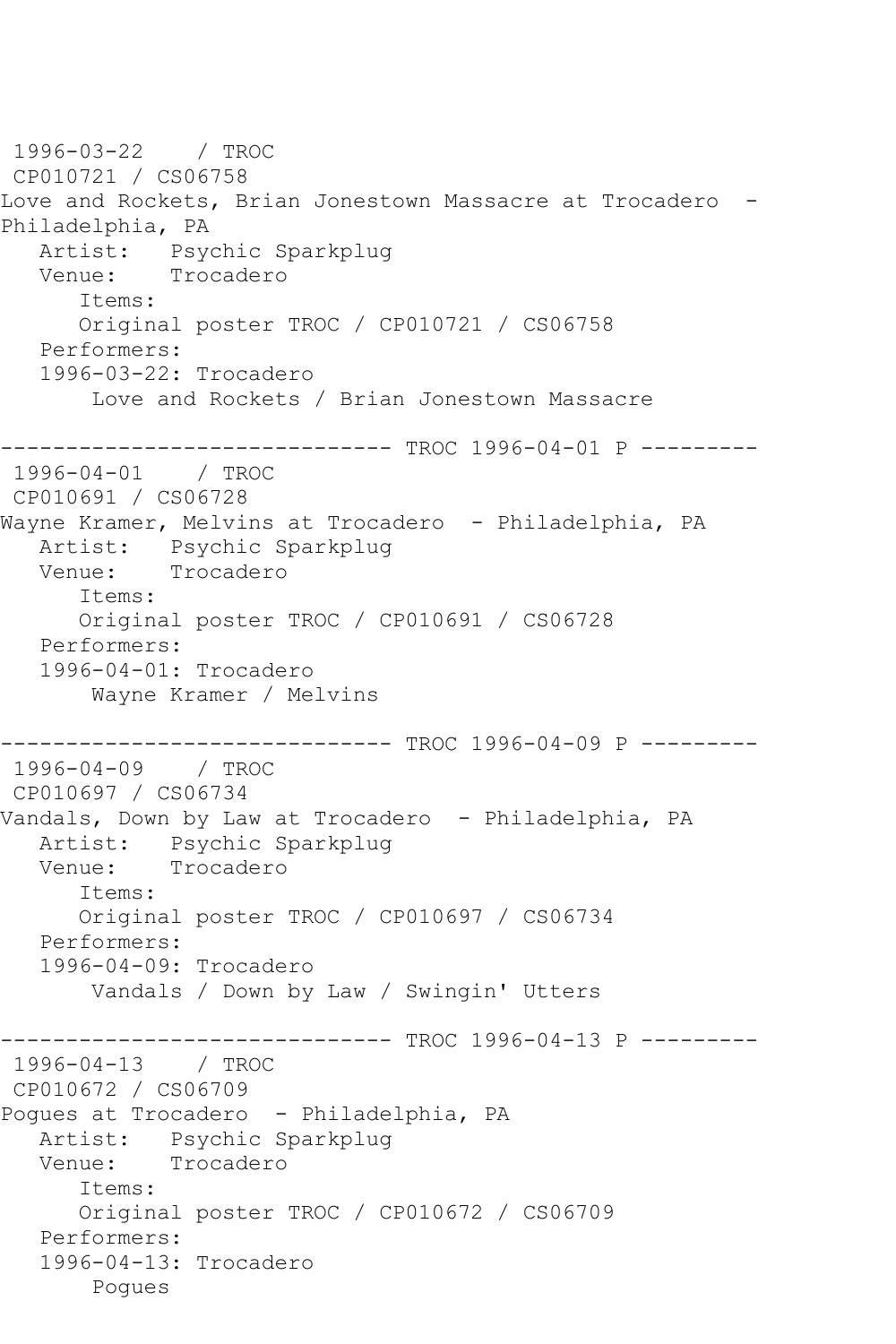1996-03-22    / TROC
CP010721 / CS06758
Love and Rockets, Brian Jonestown Massacre at Trocadero  - Philadelphia, PA
   Artist:   Psychic Sparkplug
   Venue:    Trocadero
      Items:
      Original poster TROC / CP010721 / CS06758
   Performers:
   1996-03-22: Trocadero
       Love and Rockets / Brian Jonestown Massacre

------------------------------ TROC 1996-04-01 P ---------
1996-04-01    / TROC
CP010691 / CS06728
Wayne Kramer, Melvins at Trocadero  - Philadelphia, PA
   Artist:   Psychic Sparkplug
   Venue:    Trocadero
      Items:
      Original poster TROC / CP010691 / CS06728
   Performers:
   1996-04-01: Trocadero
       Wayne Kramer / Melvins

------------------------------ TROC 1996-04-09 P ---------
1996-04-09    / TROC
CP010697 / CS06734
Vandals, Down by Law at Trocadero  - Philadelphia, PA
   Artist:   Psychic Sparkplug
   Venue:    Trocadero
      Items:
      Original poster TROC / CP010697 / CS06734
   Performers:
   1996-04-09: Trocadero
       Vandals / Down by Law / Swingin' Utters

------------------------------ TROC 1996-04-13 P ---------
1996-04-13    / TROC
CP010672 / CS06709
Pogues at Trocadero  - Philadelphia, PA
   Artist:   Psychic Sparkplug
   Venue:    Trocadero
      Items:
      Original poster TROC / CP010672 / CS06709
   Performers:
   1996-04-13: Trocadero
       Pogues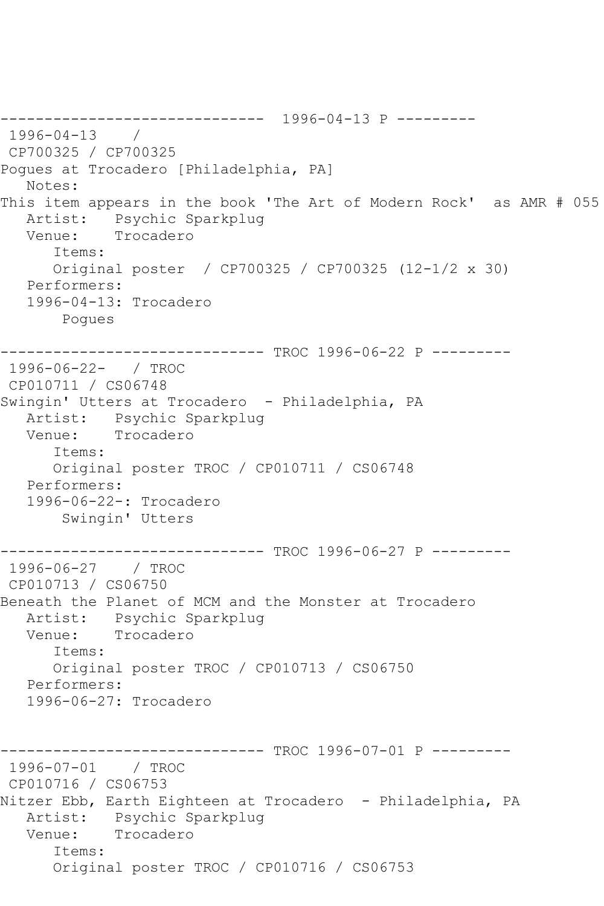------------------------------ 1996-04-13 P ---------
1996-04-13 /
CP700325 / CP700325
Pogues at Trocadero [Philadelphia, PA]
Notes:
This item appears in the book 'The Art of Modern Rock' as AMR # 055
Artist: Psychic Sparkplug
Venue: Trocadero
Items:
Original poster / CP700325 / CP700325 (12-1/2 x 30)
Performers:
1996-04-13: Trocadero
Pogues

------------------------------ TROC 1996-06-22 P ---------
1996-06-22- / TROC
CP010711 / CS06748
Swingin' Utters at Trocadero - Philadelphia, PA
Artist: Psychic Sparkplug
Venue: Trocadero
Items:
Original poster TROC / CP010711 / CS06748
Performers:
1996-06-22-: Trocadero
Swingin' Utters

------------------------------ TROC 1996-06-27 P ---------
1996-06-27 / TROC
CP010713 / CS06750
Beneath the Planet of MCM and the Monster at Trocadero
Artist: Psychic Sparkplug
Venue: Trocadero
Items:
Original poster TROC / CP010713 / CS06750
Performers:
1996-06-27: Trocadero

------------------------------ TROC 1996-07-01 P ---------
1996-07-01 / TROC
CP010716 / CS06753
Nitzer Ebb, Earth Eighteen at Trocadero - Philadelphia, PA
Artist: Psychic Sparkplug
Venue: Trocadero
Items:
Original poster TROC / CP010716 / CS06753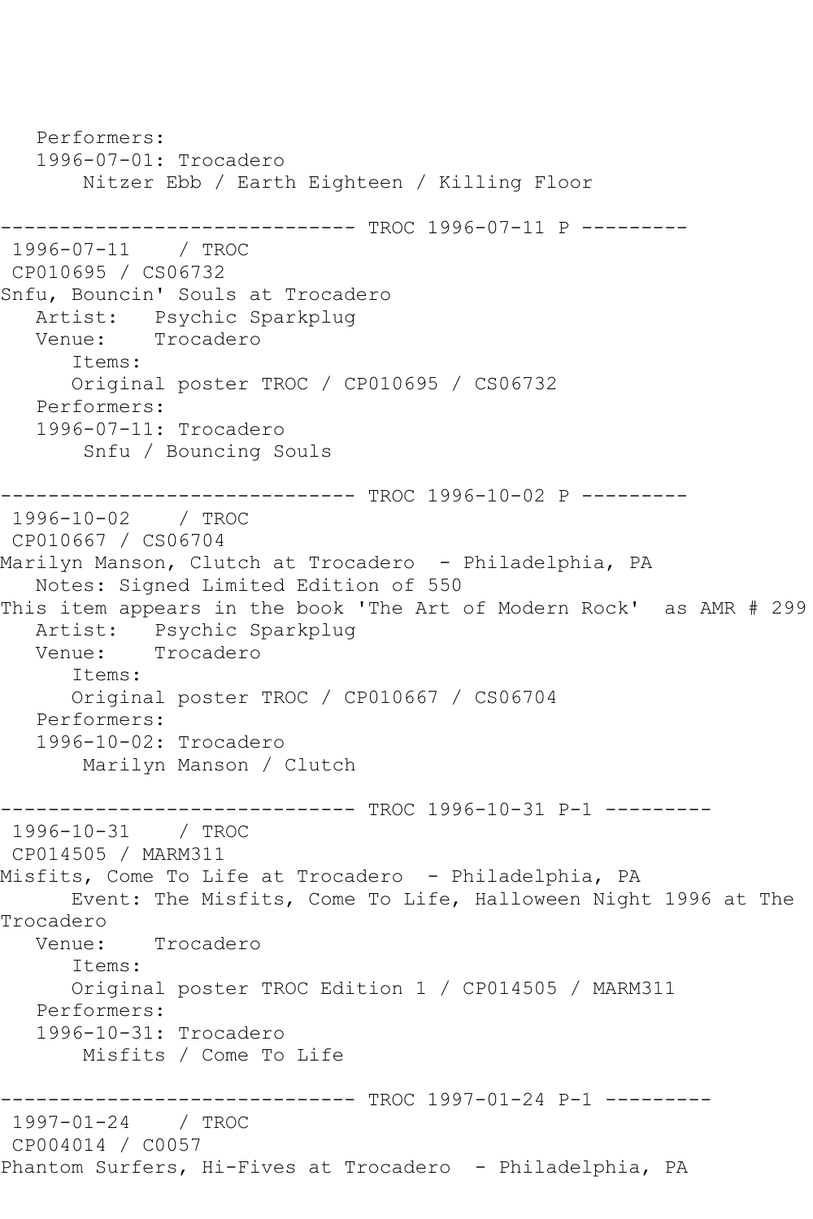```
   Performers:
   1996-07-01: Trocadero
       Nitzer Ebb / Earth Eighteen / Killing Floor

------------------------------ TROC 1996-07-11 P ---------
 1996-07-11    / TROC
 CP010695 / CS06732
Snfu, Bouncin' Souls at Trocadero
   Artist:   Psychic Sparkplug
   Venue:    Trocadero
      Items:
      Original poster TROC / CP010695 / CS06732
   Performers:
   1996-07-11: Trocadero
       Snfu / Bouncing Souls

------------------------------ TROC 1996-10-02 P ---------
 1996-10-02    / TROC
 CP010667 / CS06704
Marilyn Manson, Clutch at Trocadero  - Philadelphia, PA
   Notes: Signed Limited Edition of 550
This item appears in the book 'The Art of Modern Rock'  as AMR # 299
   Artist:   Psychic Sparkplug
   Venue:    Trocadero
      Items:
      Original poster TROC / CP010667 / CS06704
   Performers:
   1996-10-02: Trocadero
       Marilyn Manson / Clutch

------------------------------ TROC 1996-10-31 P-1 ---------
 1996-10-31    / TROC
 CP014505 / MARM311
Misfits, Come To Life at Trocadero  - Philadelphia, PA
      Event: The Misfits, Come To Life, Halloween Night 1996 at The
Trocadero
   Venue:    Trocadero
      Items:
      Original poster TROC Edition 1 / CP014505 / MARM311
   Performers:
   1996-10-31: Trocadero
       Misfits / Come To Life

------------------------------ TROC 1997-01-24 P-1 ---------
 1997-01-24    / TROC
 CP004014 / C0057
Phantom Surfers, Hi-Fives at Trocadero  - Philadelphia, PA
```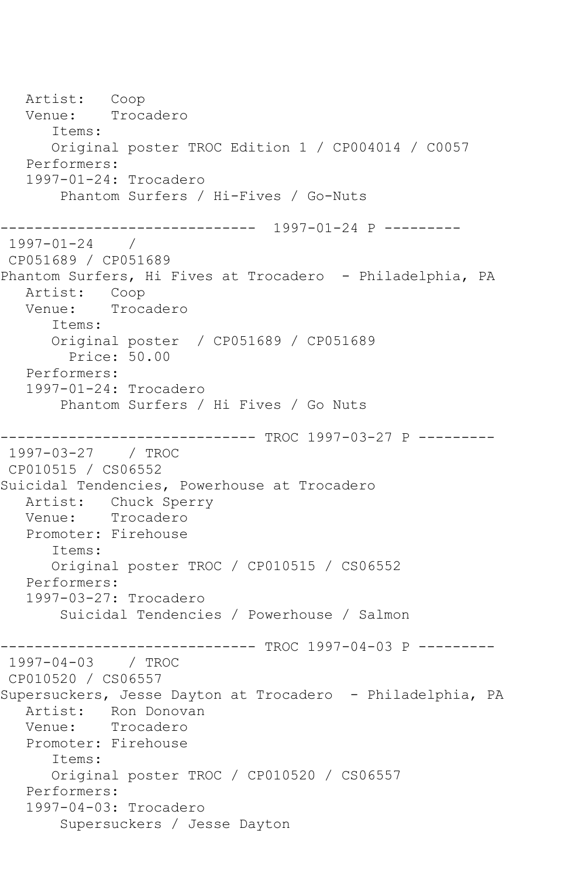```
   Artist:   Coop
   Venue:    Trocadero
      Items:
      Original poster TROC Edition 1 / CP004014 / C0057
   Performers:
   1997-01-24: Trocadero
       Phantom Surfers / Hi-Fives / Go-Nuts

------------------------------  1997-01-24 P ---------
 1997-01-24    /
 CP051689 / CP051689
Phantom Surfers, Hi Fives at Trocadero  - Philadelphia, PA
   Artist:   Coop
   Venue:    Trocadero
      Items:
      Original poster  / CP051689 / CP051689
        Price: 50.00
   Performers:
   1997-01-24: Trocadero
       Phantom Surfers / Hi Fives / Go Nuts

------------------------------ TROC 1997-03-27 P ---------
 1997-03-27    / TROC
 CP010515 / CS06552
Suicidal Tendencies, Powerhouse at Trocadero
   Artist:   Chuck Sperry
   Venue:    Trocadero
   Promoter: Firehouse
      Items:
      Original poster TROC / CP010515 / CS06552
   Performers:
   1997-03-27: Trocadero
       Suicidal Tendencies / Powerhouse / Salmon

------------------------------ TROC 1997-04-03 P ---------
 1997-04-03    / TROC
 CP010520 / CS06557
Supersuckers, Jesse Dayton at Trocadero  - Philadelphia, PA
   Artist:   Ron Donovan
   Venue:    Trocadero
   Promoter: Firehouse
      Items:
      Original poster TROC / CP010520 / CS06557
   Performers:
   1997-04-03: Trocadero
       Supersuckers / Jesse Dayton
```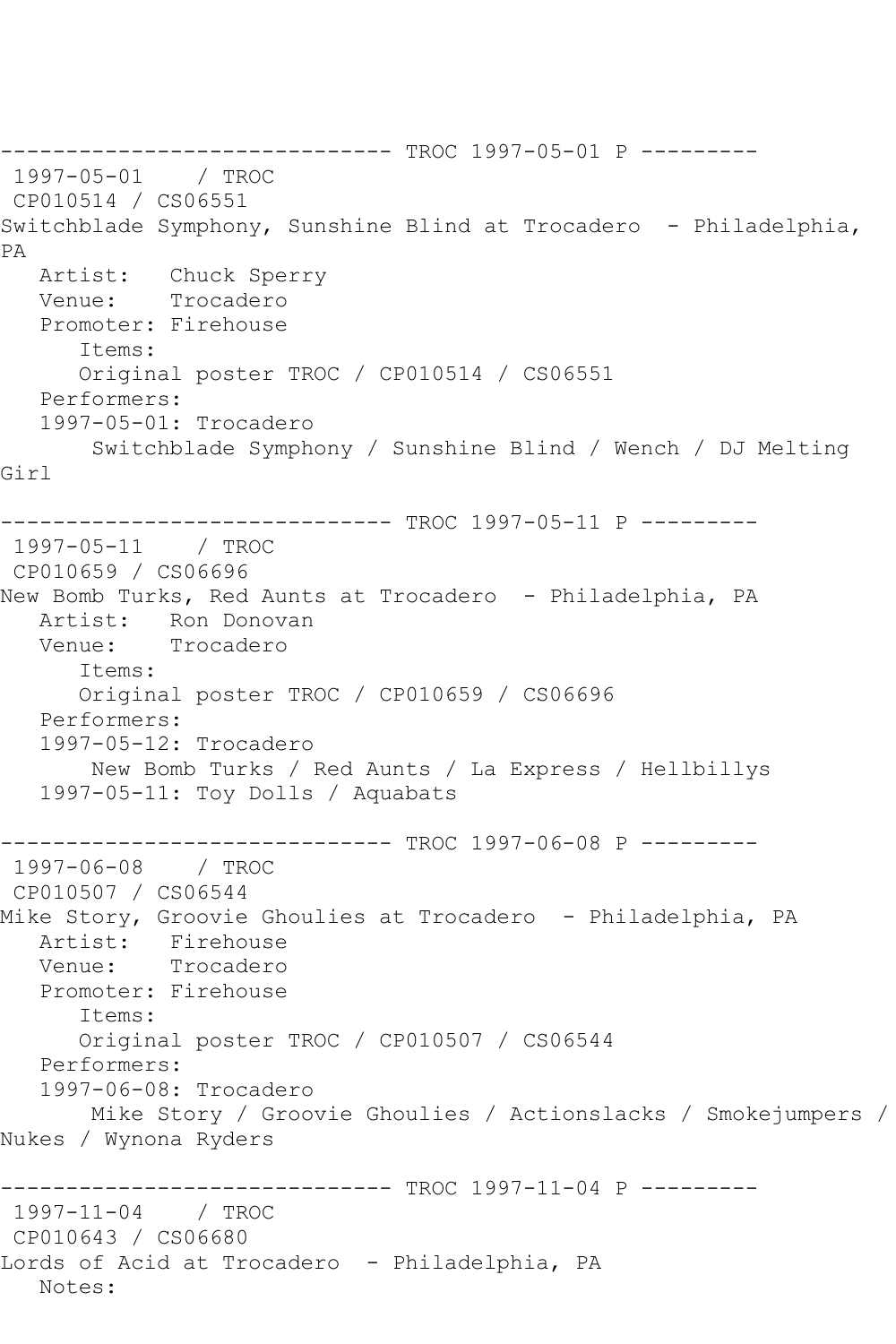------------------------------ TROC 1997-05-01 P ---------
1997-05-01 / TROC
CP010514 / CS06551
Switchblade Symphony, Sunshine Blind at Trocadero - Philadelphia, PA
   Artist: Chuck Sperry
   Venue: Trocadero
   Promoter: Firehouse
      Items:
      Original poster TROC / CP010514 / CS06551
   Performers:
   1997-05-01: Trocadero
       Switchblade Symphony / Sunshine Blind / Wench / DJ Melting Girl

------------------------------ TROC 1997-05-11 P ---------
1997-05-11 / TROC
CP010659 / CS06696
New Bomb Turks, Red Aunts at Trocadero - Philadelphia, PA
   Artist: Ron Donovan
   Venue: Trocadero
      Items:
      Original poster TROC / CP010659 / CS06696
   Performers:
   1997-05-12: Trocadero
       New Bomb Turks / Red Aunts / La Express / Hellbillys
   1997-05-11: Toy Dolls / Aquabats

------------------------------ TROC 1997-06-08 P ---------
1997-06-08 / TROC
CP010507 / CS06544
Mike Story, Groovie Ghoulies at Trocadero - Philadelphia, PA
   Artist: Firehouse
   Venue: Trocadero
   Promoter: Firehouse
      Items:
      Original poster TROC / CP010507 / CS06544
   Performers:
   1997-06-08: Trocadero
       Mike Story / Groovie Ghoulies / Actionslacks / Smokejumpers / Nukes / Wynona Ryders

------------------------------ TROC 1997-11-04 P ---------
1997-11-04 / TROC
CP010643 / CS06680
Lords of Acid at Trocadero - Philadelphia, PA
   Notes: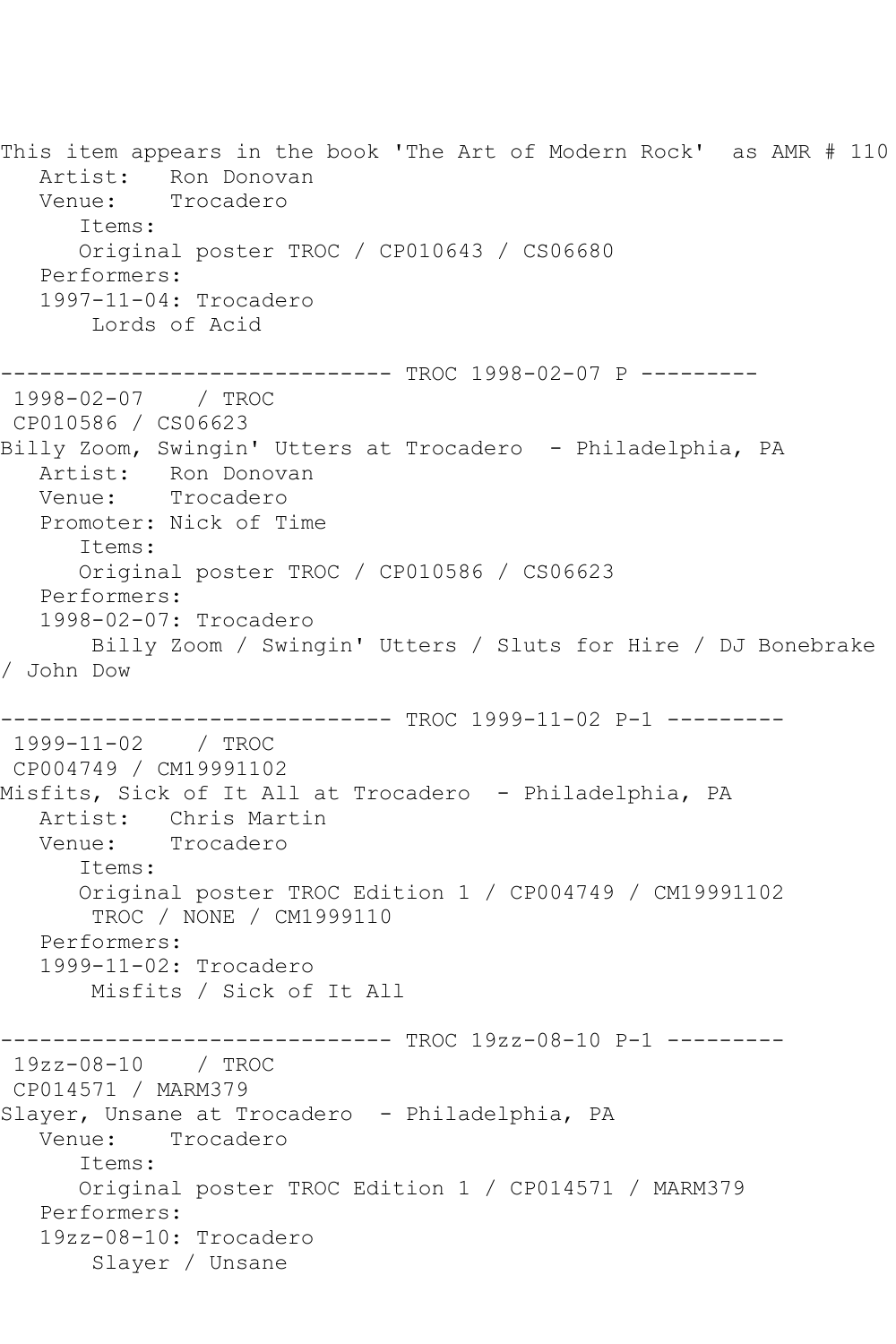This item appears in the book 'The Art of Modern Rock' as AMR # 110
   Artist:   Ron Donovan
   Venue:    Trocadero
      Items:
      Original poster TROC / CP010643 / CS06680
   Performers:
   1997-11-04: Trocadero
       Lords of Acid

------------------------------ TROC 1998-02-07 P ---------
 1998-02-07    / TROC
 CP010586 / CS06623
Billy Zoom, Swingin' Utters at Trocadero  - Philadelphia, PA
   Artist:   Ron Donovan
   Venue:    Trocadero
   Promoter: Nick of Time
      Items:
      Original poster TROC / CP010586 / CS06623
   Performers:
   1998-02-07: Trocadero
       Billy Zoom / Swingin' Utters / Sluts for Hire / DJ Bonebrake / John Dow

------------------------------ TROC 1999-11-02 P-1 ---------
 1999-11-02    / TROC
 CP004749 / CM19991102
Misfits, Sick of It All at Trocadero  - Philadelphia, PA
   Artist:   Chris Martin
   Venue:    Trocadero
      Items:
      Original poster TROC Edition 1 / CP004749 / CM19991102
       TROC / NONE / CM1999110
   Performers:
   1999-11-02: Trocadero
       Misfits / Sick of It All

------------------------------ TROC 19zz-08-10 P-1 ---------
 19zz-08-10    / TROC
 CP014571 / MARM379
Slayer, Unsane at Trocadero  - Philadelphia, PA
   Venue:    Trocadero
      Items:
      Original poster TROC Edition 1 / CP014571 / MARM379
   Performers:
   19zz-08-10: Trocadero
       Slayer / Unsane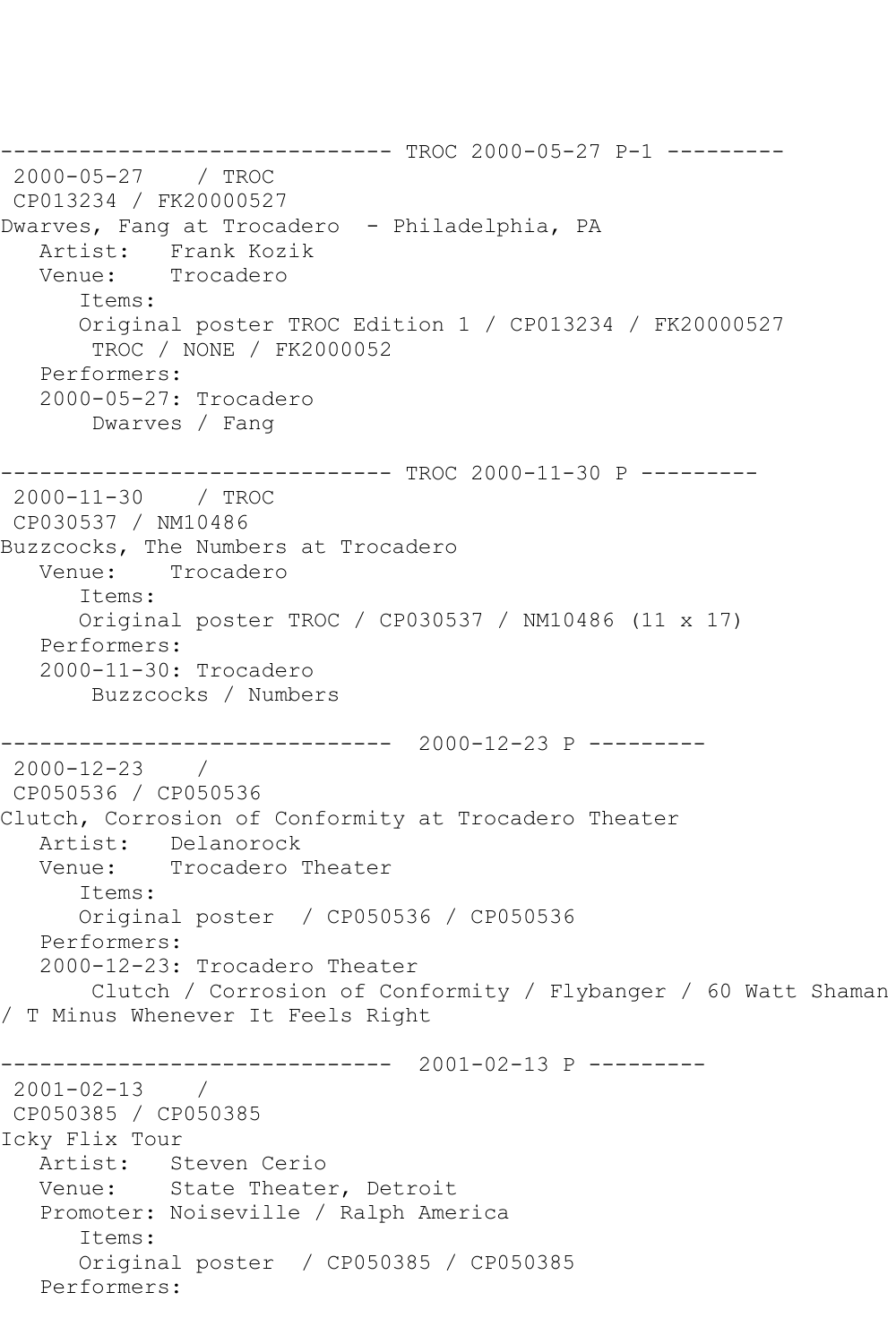```
------------------------------ TROC 2000-05-27 P-1 ---------
 2000-05-27    / TROC
 CP013234 / FK20000527
Dwarves, Fang at Trocadero  - Philadelphia, PA
   Artist:   Frank Kozik
   Venue:    Trocadero
      Items:
      Original poster TROC Edition 1 / CP013234 / FK20000527
       TROC / NONE / FK2000052
   Performers:
   2000-05-27: Trocadero
       Dwarves / Fang

------------------------------ TROC 2000-11-30 P ---------
 2000-11-30    / TROC
 CP030537 / NM10486
Buzzcocks, The Numbers at Trocadero
   Venue:    Trocadero
      Items:
      Original poster TROC / CP030537 / NM10486 (11 x 17)
   Performers:
   2000-11-30: Trocadero
       Buzzcocks / Numbers

------------------------------  2000-12-23 P ---------
 2000-12-23    /
 CP050536 / CP050536
Clutch, Corrosion of Conformity at Trocadero Theater
   Artist:   Delanorock
   Venue:    Trocadero Theater
      Items:
      Original poster  / CP050536 / CP050536
   Performers:
   2000-12-23: Trocadero Theater
       Clutch / Corrosion of Conformity / Flybanger / 60 Watt Shaman
/ T Minus Whenever It Feels Right

------------------------------  2001-02-13 P ---------
 2001-02-13    /
 CP050385 / CP050385
Icky Flix Tour
   Artist:   Steven Cerio
   Venue:    State Theater, Detroit
   Promoter: Noiseville / Ralph America
      Items:
      Original poster  / CP050385 / CP050385
   Performers:
```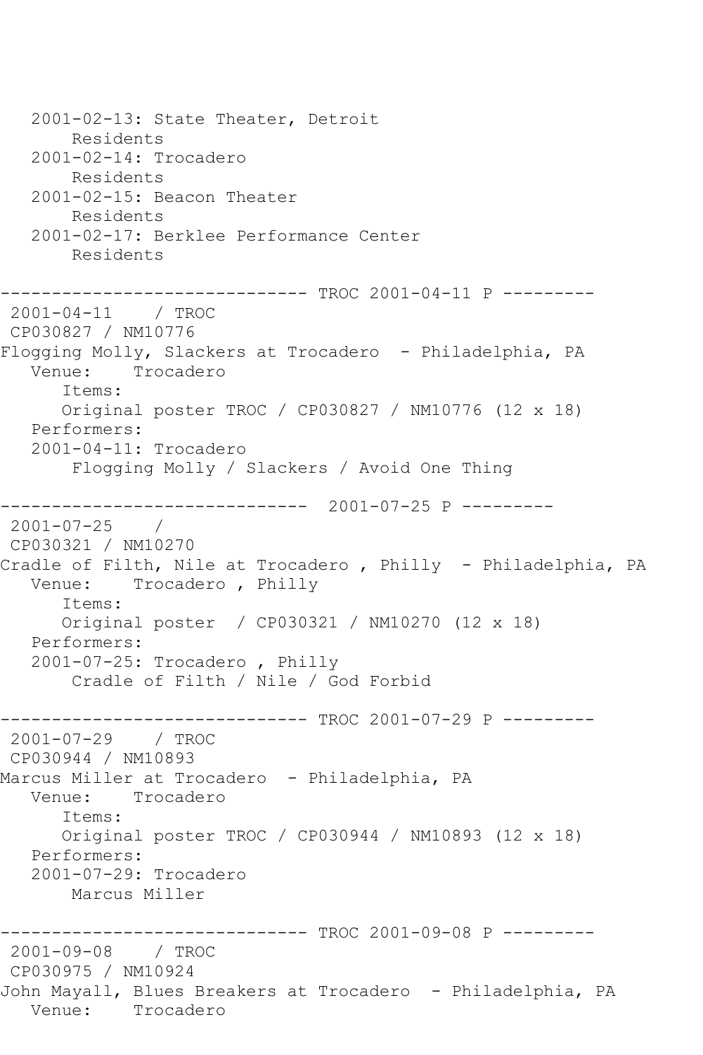```
   2001-02-13: State Theater, Detroit
       Residents
   2001-02-14: Trocadero
       Residents
   2001-02-15: Beacon Theater
       Residents
   2001-02-17: Berklee Performance Center
       Residents

------------------------------ TROC 2001-04-11 P ---------
 2001-04-11    / TROC
 CP030827 / NM10776
Flogging Molly, Slackers at Trocadero  - Philadelphia, PA
   Venue:    Trocadero
      Items:
      Original poster TROC / CP030827 / NM10776 (12 x 18)
   Performers:
   2001-04-11: Trocadero
       Flogging Molly / Slackers / Avoid One Thing

------------------------------  2001-07-25 P ---------
 2001-07-25    /
 CP030321 / NM10270
Cradle of Filth, Nile at Trocadero , Philly  - Philadelphia, PA
   Venue:    Trocadero , Philly
      Items:
      Original poster  / CP030321 / NM10270 (12 x 18)
   Performers:
   2001-07-25: Trocadero , Philly
       Cradle of Filth / Nile / God Forbid

------------------------------ TROC 2001-07-29 P ---------
 2001-07-29    / TROC
 CP030944 / NM10893
Marcus Miller at Trocadero  - Philadelphia, PA
   Venue:    Trocadero
      Items:
      Original poster TROC / CP030944 / NM10893 (12 x 18)
   Performers:
   2001-07-29: Trocadero
       Marcus Miller

------------------------------ TROC 2001-09-08 P ---------
 2001-09-08    / TROC
 CP030975 / NM10924
John Mayall, Blues Breakers at Trocadero  - Philadelphia, PA
   Venue:    Trocadero
```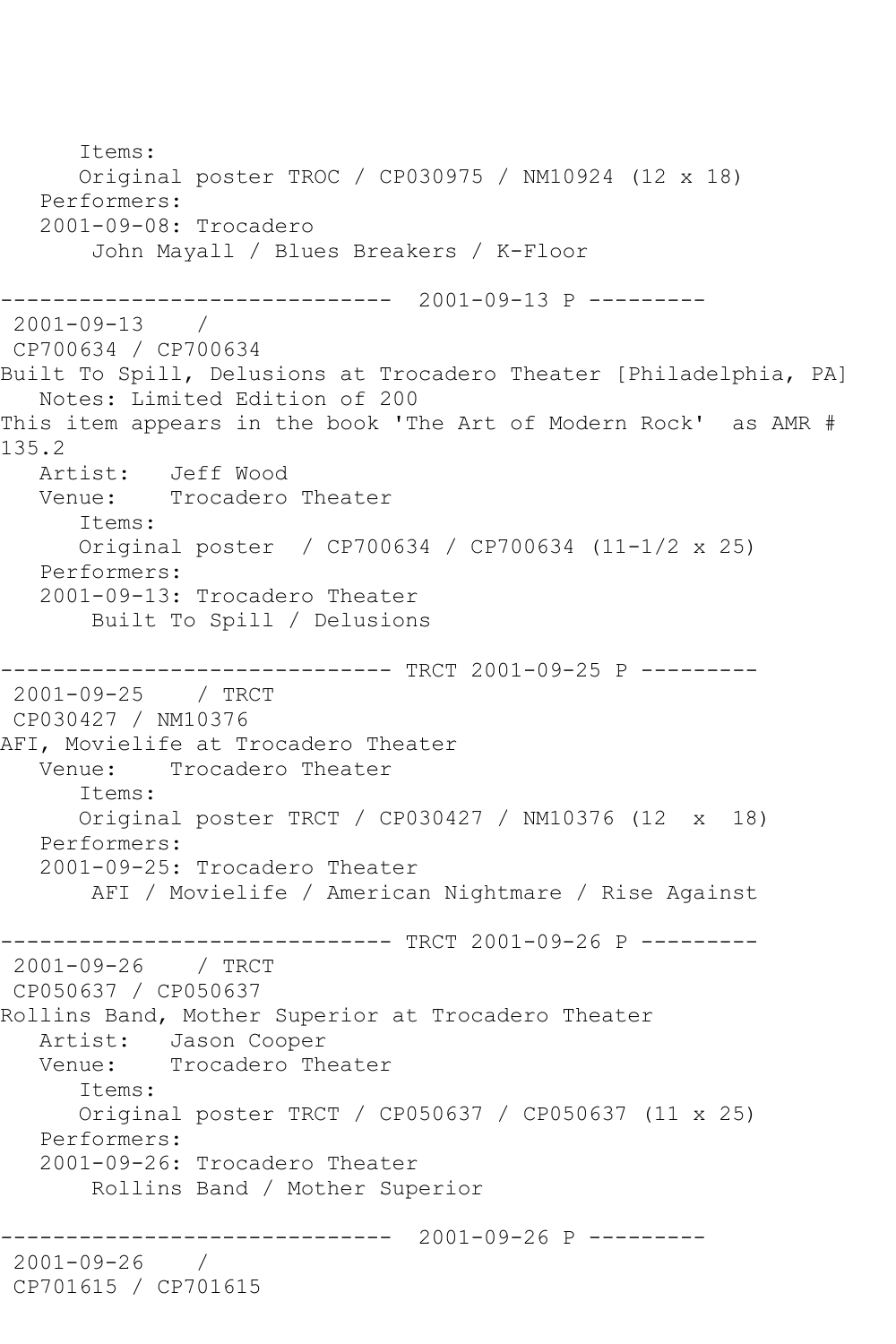```
      Items:
      Original poster TROC / CP030975 / NM10924 (12 x 18)
   Performers:
   2001-09-08: Trocadero
       John Mayall / Blues Breakers / K-Floor

------------------------------  2001-09-13 P ---------
 2001-09-13    /  
 CP700634 / CP700634
Built To Spill, Delusions at Trocadero Theater [Philadelphia, PA]
   Notes: Limited Edition of 200
This item appears in the book 'The Art of Modern Rock'  as AMR # 
135.2
   Artist:   Jeff Wood
   Venue:    Trocadero Theater
      Items:
      Original poster  / CP700634 / CP700634 (11-1/2 x 25)
   Performers:
   2001-09-13: Trocadero Theater
       Built To Spill / Delusions

------------------------------ TRCT 2001-09-25 P ---------
 2001-09-25    / TRCT
 CP030427 / NM10376
AFI, Movielife at Trocadero Theater
   Venue:    Trocadero Theater
      Items:
      Original poster TRCT / CP030427 / NM10376 (12  x  18)
   Performers:
   2001-09-25: Trocadero Theater
       AFI / Movielife / American Nightmare / Rise Against

------------------------------ TRCT 2001-09-26 P ---------
 2001-09-26    / TRCT
 CP050637 / CP050637
Rollins Band, Mother Superior at Trocadero Theater
   Artist:   Jason Cooper
   Venue:    Trocadero Theater
      Items:
      Original poster TRCT / CP050637 / CP050637 (11 x 25)
   Performers:
   2001-09-26: Trocadero Theater
       Rollins Band / Mother Superior

------------------------------  2001-09-26 P ---------
 2001-09-26    /  
 CP701615 / CP701615
```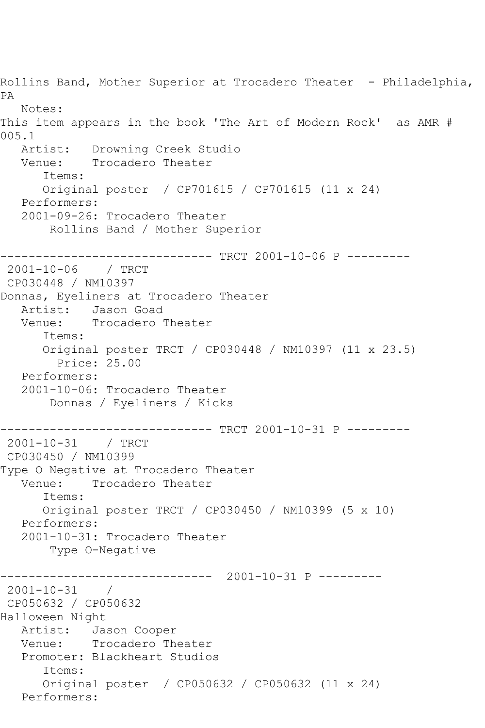Rollins Band, Mother Superior at Trocadero Theater - Philadelphia, PA

Notes:

This item appears in the book 'The Art of Modern Rock' as AMR # 005.1

Artist: Drowning Creek Studio

Venue: Trocadero Theater

Items:

Original poster / CP701615 / CP701615 (11 x 24)

Performers:

2001-09-26: Trocadero Theater

Rollins Band / Mother Superior

------------------------------ TRCT 2001-10-06 P ---------

2001-10-06 / TRCT

CP030448 / NM10397

Donnas, Eyeliners at Trocadero Theater

Artist: Jason Goad

Venue: Trocadero Theater

Items:

Original poster TRCT / CP030448 / NM10397 (11 x 23.5)

Price: 25.00

Performers:

2001-10-06: Trocadero Theater

Donnas / Eyeliners / Kicks

------------------------------ TRCT 2001-10-31 P ---------

2001-10-31 / TRCT

CP030450 / NM10399

Type O Negative at Trocadero Theater

Venue: Trocadero Theater

Items:

Original poster TRCT / CP030450 / NM10399 (5 x 10)

Performers:

2001-10-31: Trocadero Theater

Type O-Negative

------------------------------ 2001-10-31 P ---------

2001-10-31 /

CP050632 / CP050632

Halloween Night

Artist: Jason Cooper

Venue: Trocadero Theater

Promoter: Blackheart Studios

Items:

Original poster / CP050632 / CP050632 (11 x 24)

Performers: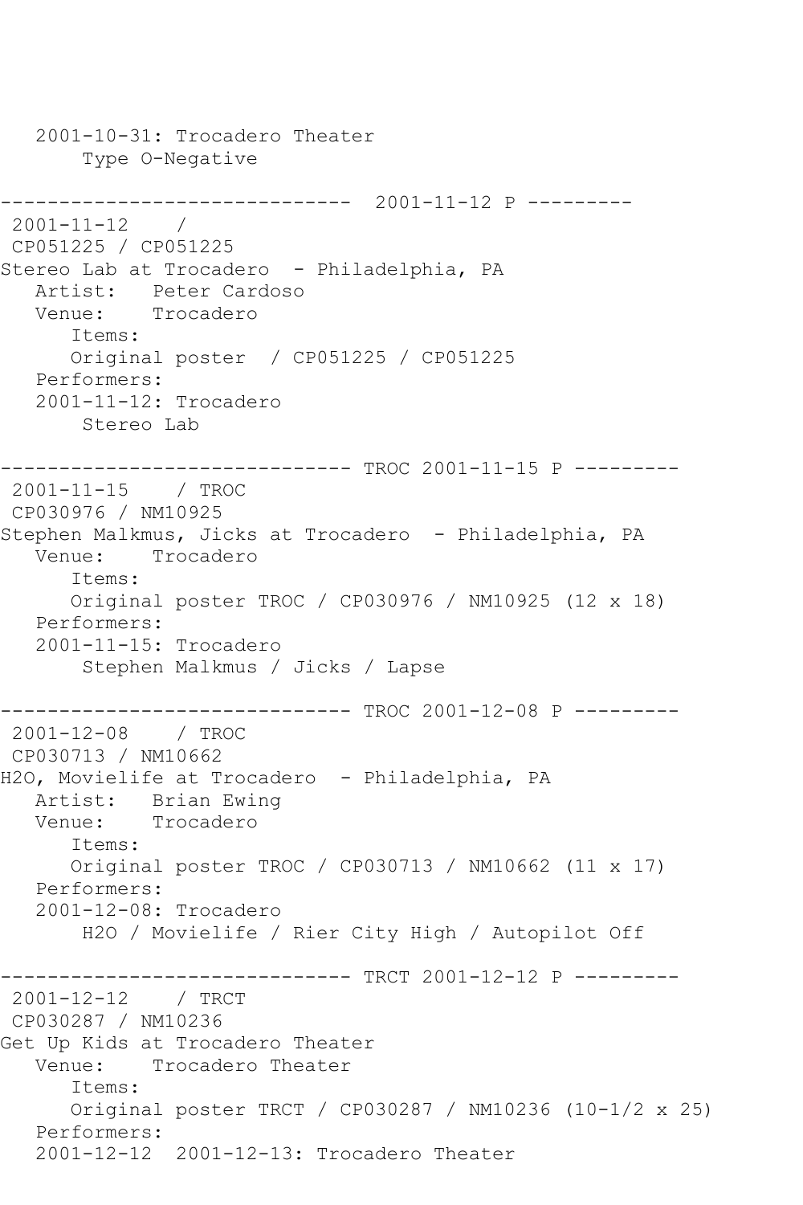```
   2001-10-31: Trocadero Theater
       Type O-Negative

------------------------------  2001-11-12 P ---------
 2001-11-12    /
 CP051225 / CP051225
Stereo Lab at Trocadero  - Philadelphia, PA
   Artist:   Peter Cardoso
   Venue:    Trocadero
      Items:
      Original poster  / CP051225 / CP051225
   Performers:
   2001-11-12: Trocadero
       Stereo Lab

------------------------------ TROC 2001-11-15 P ---------
 2001-11-15    / TROC
 CP030976 / NM10925
Stephen Malkmus, Jicks at Trocadero  - Philadelphia, PA
   Venue:    Trocadero
      Items:
      Original poster TROC / CP030976 / NM10925 (12 x 18)
   Performers:
   2001-11-15: Trocadero
       Stephen Malkmus / Jicks / Lapse

------------------------------ TROC 2001-12-08 P ---------
 2001-12-08    / TROC
 CP030713 / NM10662
H2O, Movielife at Trocadero  - Philadelphia, PA
   Artist:   Brian Ewing
   Venue:    Trocadero
      Items:
      Original poster TROC / CP030713 / NM10662 (11 x 17)
   Performers:
   2001-12-08: Trocadero
       H2O / Movielife / Rier City High / Autopilot Off

------------------------------ TRCT 2001-12-12 P ---------
 2001-12-12    / TRCT
 CP030287 / NM10236
Get Up Kids at Trocadero Theater
   Venue:    Trocadero Theater
      Items:
      Original poster TRCT / CP030287 / NM10236 (10-1/2 x 25)
   Performers:
   2001-12-12  2001-12-13: Trocadero Theater
```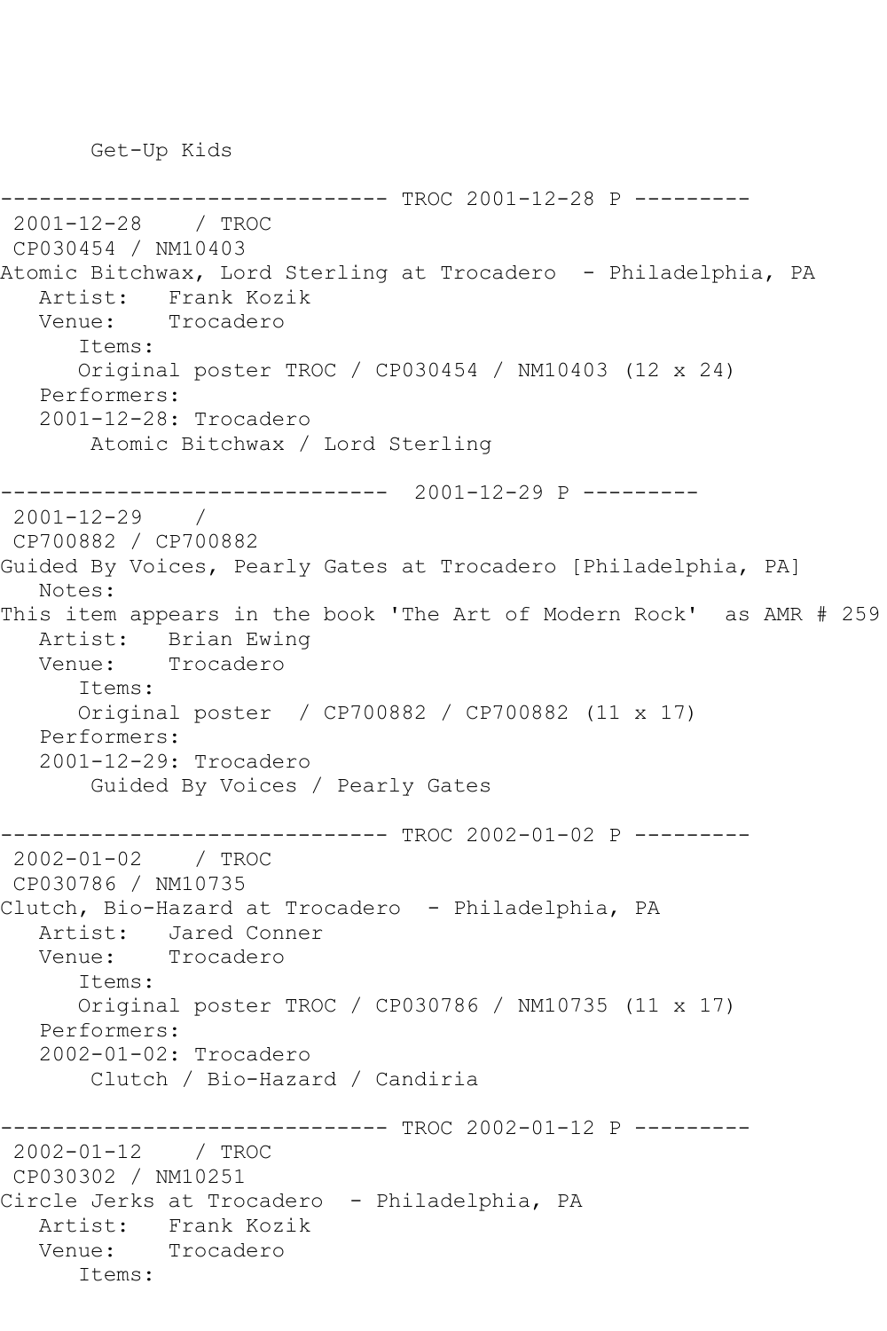Get-Up Kids

------------------------------ TROC 2001-12-28 P ---------
2001-12-28 / TROC
CP030454 / NM10403
Atomic Bitchwax, Lord Sterling at Trocadero - Philadelphia, PA
Artist: Frank Kozik
Venue: Trocadero
Items:
Original poster TROC / CP030454 / NM10403 (12 x 24)
Performers:
2001-12-28: Trocadero
Atomic Bitchwax / Lord Sterling

------------------------------ 2001-12-29 P ---------
2001-12-29 /
CP700882 / CP700882
Guided By Voices, Pearly Gates at Trocadero [Philadelphia, PA]
Notes:
This item appears in the book 'The Art of Modern Rock' as AMR # 259
Artist: Brian Ewing
Venue: Trocadero
Items:
Original poster / CP700882 / CP700882 (11 x 17)
Performers:
2001-12-29: Trocadero
Guided By Voices / Pearly Gates

------------------------------ TROC 2002-01-02 P ---------
2002-01-02 / TROC
CP030786 / NM10735
Clutch, Bio-Hazard at Trocadero - Philadelphia, PA
Artist: Jared Conner
Venue: Trocadero
Items:
Original poster TROC / CP030786 / NM10735 (11 x 17)
Performers:
2002-01-02: Trocadero
Clutch / Bio-Hazard / Candiria

------------------------------ TROC 2002-01-12 P ---------
2002-01-12 / TROC
CP030302 / NM10251
Circle Jerks at Trocadero - Philadelphia, PA
Artist: Frank Kozik
Venue: Trocadero
Items: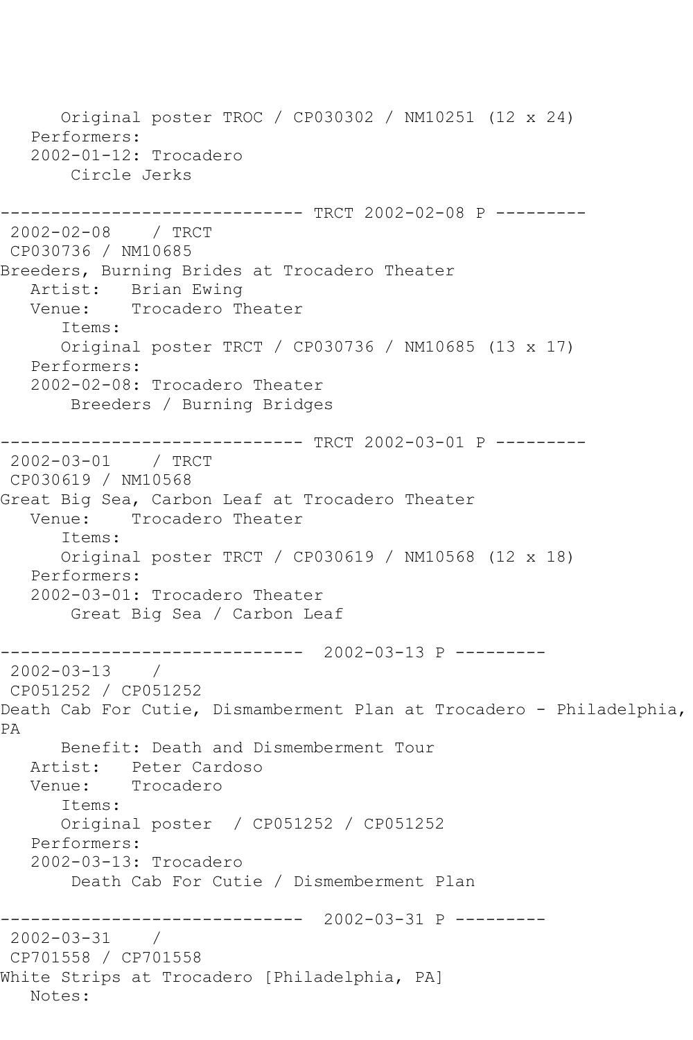Original poster TROC / CP030302 / NM10251 (12 x 24)
Performers:
2002-01-12: Trocadero
Circle Jerks

------------------------------ TRCT 2002-02-08 P ---------
2002-02-08 / TRCT
CP030736 / NM10685
Breeders, Burning Brides at Trocadero Theater
Artist: Brian Ewing
Venue: Trocadero Theater
Items:
Original poster TRCT / CP030736 / NM10685 (13 x 17)
Performers:
2002-02-08: Trocadero Theater
Breeders / Burning Bridges

------------------------------ TRCT 2002-03-01 P ---------
2002-03-01 / TRCT
CP030619 / NM10568
Great Big Sea, Carbon Leaf at Trocadero Theater
Venue: Trocadero Theater
Items:
Original poster TRCT / CP030619 / NM10568 (12 x 18)
Performers:
2002-03-01: Trocadero Theater
Great Big Sea / Carbon Leaf

------------------------------ 2002-03-13 P ---------
2002-03-13 /
CP051252 / CP051252
Death Cab For Cutie, Dismamberment Plan at Trocadero - Philadelphia, PA
Benefit: Death and Dismemberment Tour
Artist: Peter Cardoso
Venue: Trocadero
Items:
Original poster / CP051252 / CP051252
Performers:
2002-03-13: Trocadero
Death Cab For Cutie / Dismemberment Plan

------------------------------ 2002-03-31 P ---------
2002-03-31 /
CP701558 / CP701558
White Strips at Trocadero [Philadelphia, PA]
Notes: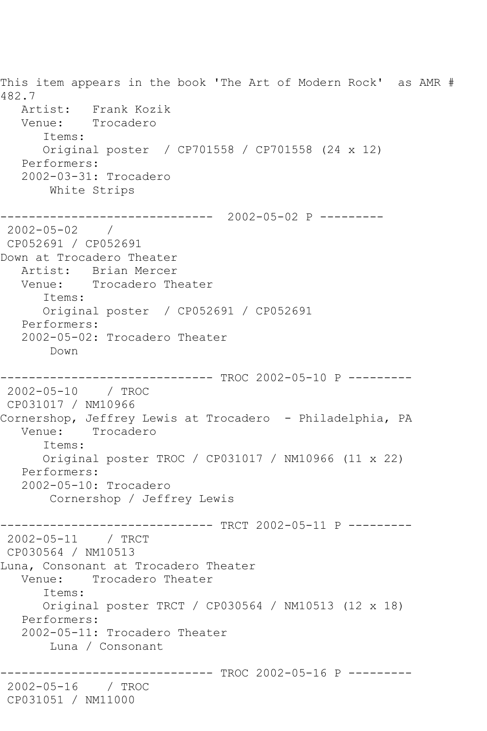This item appears in the book 'The Art of Modern Rock'  as AMR # 482.7
   Artist:   Frank Kozik
   Venue:    Trocadero
      Items:
      Original poster  / CP701558 / CP701558 (24 x 12)
   Performers:
   2002-03-31: Trocadero
       White Strips

------------------------------  2002-05-02 P ---------
 2002-05-02    /
 CP052691 / CP052691
Down at Trocadero Theater
   Artist:   Brian Mercer
   Venue:    Trocadero Theater
      Items:
      Original poster  / CP052691 / CP052691
   Performers:
   2002-05-02: Trocadero Theater
       Down

------------------------------ TROC 2002-05-10 P ---------
 2002-05-10    / TROC
 CP031017 / NM10966
Cornershop, Jeffrey Lewis at Trocadero  - Philadelphia, PA
   Venue:    Trocadero
      Items:
      Original poster TROC / CP031017 / NM10966 (11 x 22)
   Performers:
   2002-05-10: Trocadero
       Cornershop / Jeffrey Lewis

------------------------------ TRCT 2002-05-11 P ---------
 2002-05-11    / TRCT
 CP030564 / NM10513
Luna, Consonant at Trocadero Theater
   Venue:    Trocadero Theater
      Items:
      Original poster TRCT / CP030564 / NM10513 (12 x 18)
   Performers:
   2002-05-11: Trocadero Theater
       Luna / Consonant

------------------------------ TROC 2002-05-16 P ---------
 2002-05-16    / TROC
 CP031051 / NM11000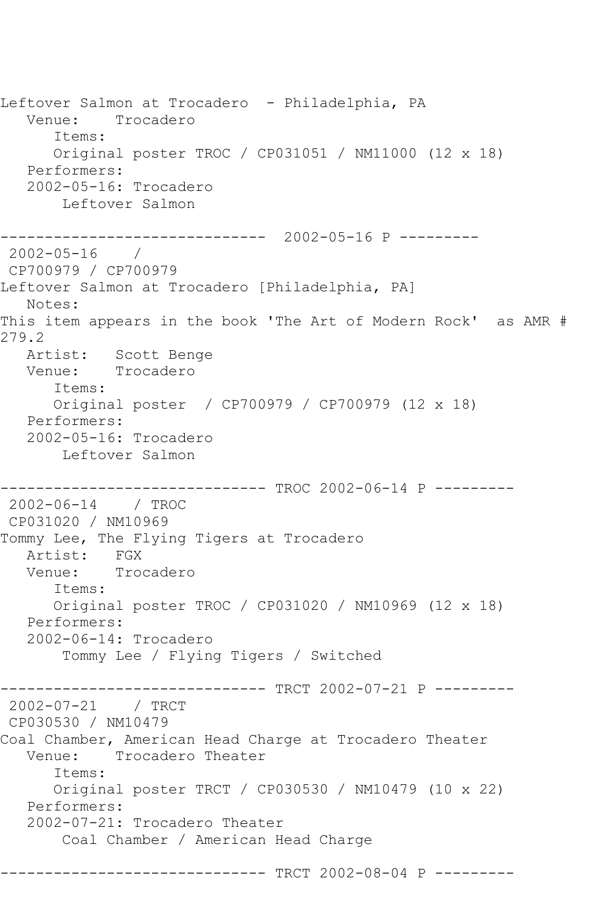```
Leftover Salmon at Trocadero  - Philadelphia, PA
   Venue:    Trocadero
      Items:
      Original poster TROC / CP031051 / NM11000 (12 x 18)
   Performers:
   2002-05-16: Trocadero
       Leftover Salmon

------------------------------  2002-05-16 P ---------
 2002-05-16    / 
 CP700979 / CP700979
Leftover Salmon at Trocadero [Philadelphia, PA]
   Notes:
This item appears in the book 'The Art of Modern Rock'  as AMR # 
279.2
   Artist:   Scott Benge
   Venue:    Trocadero
      Items:
      Original poster  / CP700979 / CP700979 (12 x 18)
   Performers:
   2002-05-16: Trocadero
       Leftover Salmon

------------------------------ TROC 2002-06-14 P ---------
 2002-06-14    / TROC
 CP031020 / NM10969
Tommy Lee, The Flying Tigers at Trocadero
   Artist:   FGX
   Venue:    Trocadero
      Items:
      Original poster TROC / CP031020 / NM10969 (12 x 18)
   Performers:
   2002-06-14: Trocadero
       Tommy Lee / Flying Tigers / Switched

------------------------------ TRCT 2002-07-21 P ---------
 2002-07-21    / TRCT
 CP030530 / NM10479
Coal Chamber, American Head Charge at Trocadero Theater
   Venue:    Trocadero Theater
      Items:
      Original poster TRCT / CP030530 / NM10479 (10 x 22)
   Performers:
   2002-07-21: Trocadero Theater
       Coal Chamber / American Head Charge

------------------------------ TRCT 2002-08-04 P ---------
```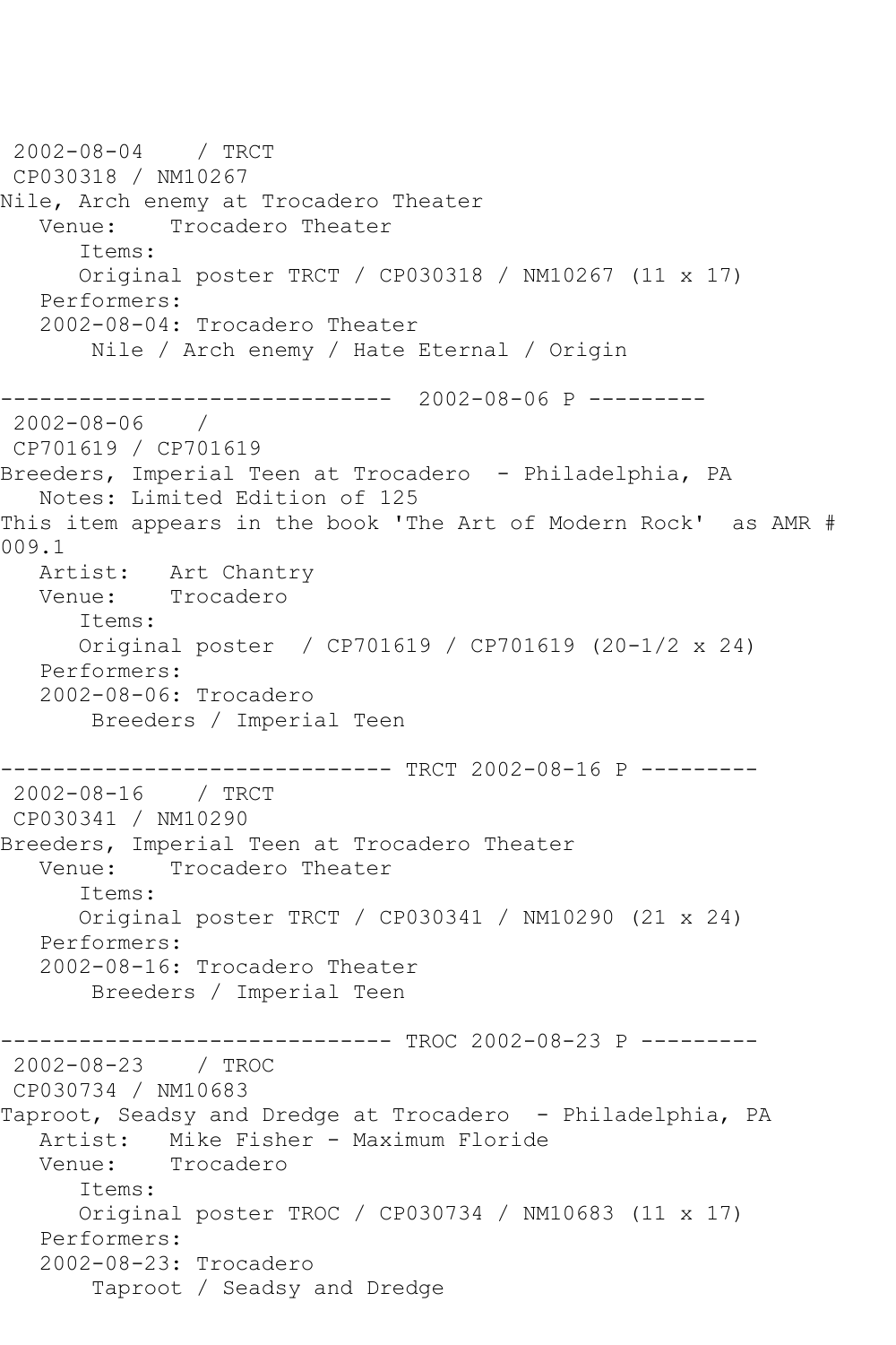```
 2002-08-04    / TRCT
 CP030318 / NM10267
Nile, Arch enemy at Trocadero Theater
   Venue:    Trocadero Theater
      Items:
      Original poster TRCT / CP030318 / NM10267 (11 x 17)
   Performers:
   2002-08-04: Trocadero Theater
       Nile / Arch enemy / Hate Eternal / Origin

------------------------------  2002-08-06 P ---------
 2002-08-06    /
 CP701619 / CP701619
Breeders, Imperial Teen at Trocadero  - Philadelphia, PA
   Notes: Limited Edition of 125
This item appears in the book 'The Art of Modern Rock'  as AMR #
009.1
   Artist:   Art Chantry
   Venue:    Trocadero
      Items:
      Original poster  / CP701619 / CP701619 (20-1/2 x 24)
   Performers:
   2002-08-06: Trocadero
       Breeders / Imperial Teen

------------------------------ TRCT 2002-08-16 P ---------
 2002-08-16    / TRCT
 CP030341 / NM10290
Breeders, Imperial Teen at Trocadero Theater
   Venue:    Trocadero Theater
      Items:
      Original poster TRCT / CP030341 / NM10290 (21 x 24)
   Performers:
   2002-08-16: Trocadero Theater
       Breeders / Imperial Teen

------------------------------ TROC 2002-08-23 P ---------
 2002-08-23    / TROC
 CP030734 / NM10683
Taproot, Seadsy and Dredge at Trocadero  - Philadelphia, PA
   Artist:   Mike Fisher - Maximum Floride
   Venue:    Trocadero
      Items:
      Original poster TROC / CP030734 / NM10683 (11 x 17)
   Performers:
   2002-08-23: Trocadero
       Taproot / Seadsy and Dredge
```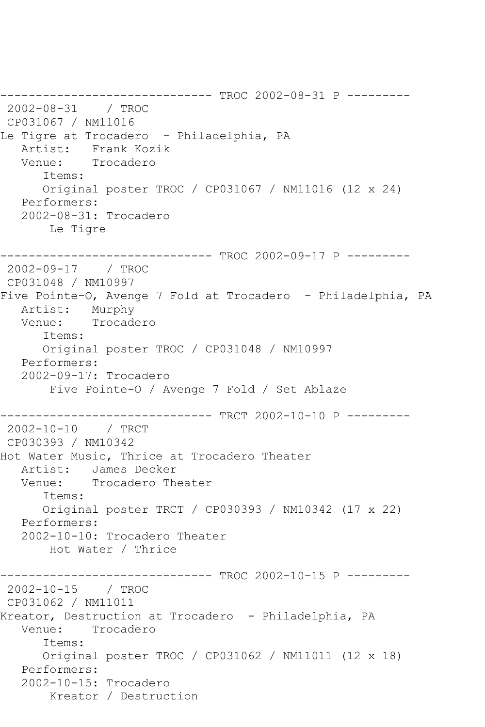------------------------------ TROC 2002-08-31 P ---------
2002-08-31 / TROC
CP031067 / NM11016
Le Tigre at Trocadero - Philadelphia, PA
Artist: Frank Kozik
Venue: Trocadero
Items:
Original poster TROC / CP031067 / NM11016 (12 x 24)
Performers:
2002-08-31: Trocadero
Le Tigre

------------------------------ TROC 2002-09-17 P ---------
2002-09-17 / TROC
CP031048 / NM10997
Five Pointe-O, Avenge 7 Fold at Trocadero - Philadelphia, PA
Artist: Murphy
Venue: Trocadero
Items:
Original poster TROC / CP031048 / NM10997
Performers:
2002-09-17: Trocadero
Five Pointe-O / Avenge 7 Fold / Set Ablaze

------------------------------ TRCT 2002-10-10 P ---------
2002-10-10 / TRCT
CP030393 / NM10342
Hot Water Music, Thrice at Trocadero Theater
Artist: James Decker
Venue: Trocadero Theater
Items:
Original poster TRCT / CP030393 / NM10342 (17 x 22)
Performers:
2002-10-10: Trocadero Theater
Hot Water / Thrice

------------------------------ TROC 2002-10-15 P ---------
2002-10-15 / TROC
CP031062 / NM11011
Kreator, Destruction at Trocadero - Philadelphia, PA
Venue: Trocadero
Items:
Original poster TROC / CP031062 / NM11011 (12 x 18)
Performers:
2002-10-15: Trocadero
Kreator / Destruction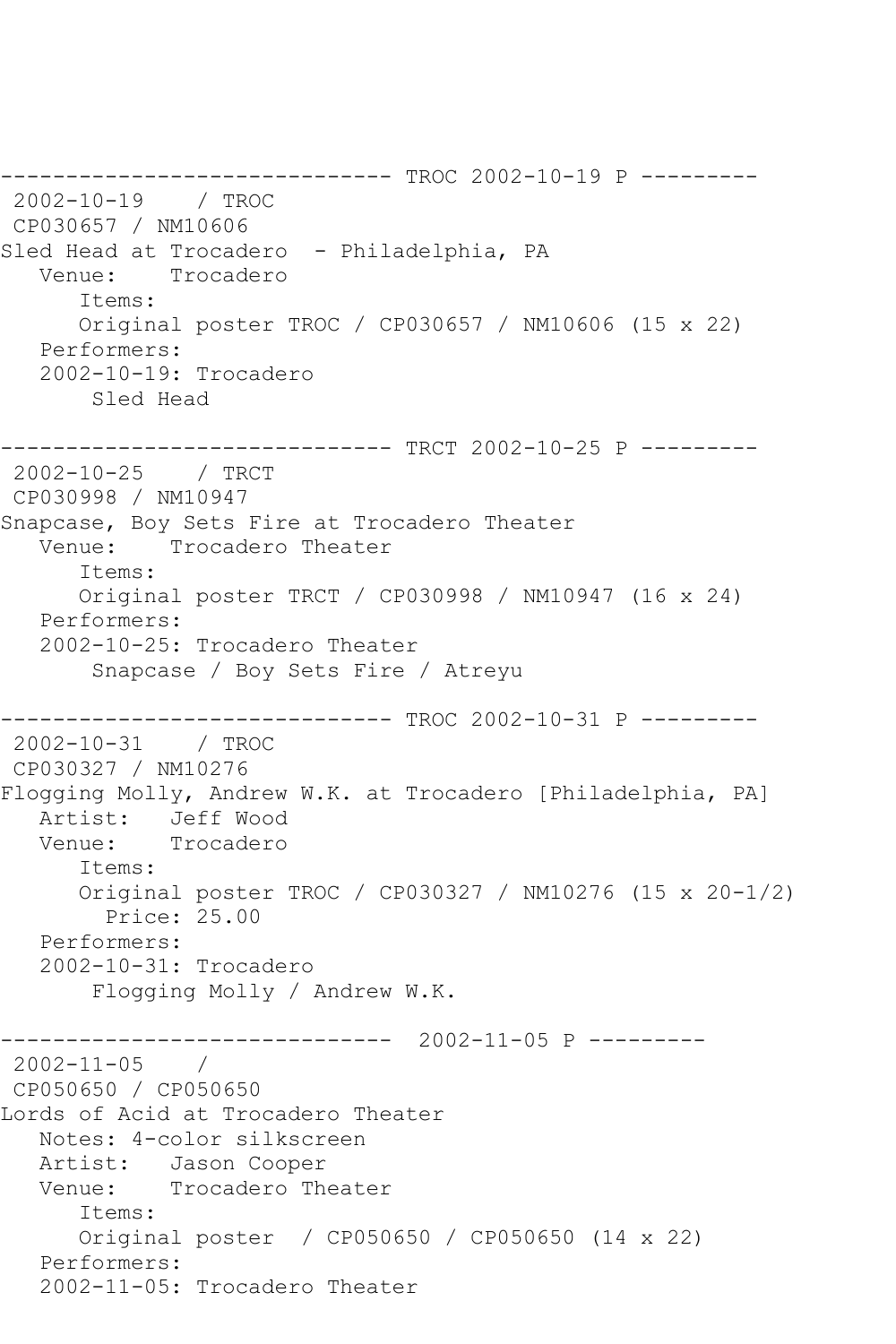```
------------------------------ TROC 2002-10-19 P ---------
 2002-10-19    / TROC
 CP030657 / NM10606
Sled Head at Trocadero  - Philadelphia, PA
   Venue:    Trocadero
      Items:
      Original poster TROC / CP030657 / NM10606 (15 x 22)
   Performers:
   2002-10-19: Trocadero
       Sled Head

------------------------------ TRCT 2002-10-25 P ---------
 2002-10-25    / TRCT
 CP030998 / NM10947
Snapcase, Boy Sets Fire at Trocadero Theater
   Venue:    Trocadero Theater
      Items:
      Original poster TRCT / CP030998 / NM10947 (16 x 24)
   Performers:
   2002-10-25: Trocadero Theater
       Snapcase / Boy Sets Fire / Atreyu

------------------------------ TROC 2002-10-31 P ---------
 2002-10-31    / TROC
 CP030327 / NM10276
Flogging Molly, Andrew W.K. at Trocadero [Philadelphia, PA]
   Artist:   Jeff Wood
   Venue:    Trocadero
      Items:
      Original poster TROC / CP030327 / NM10276 (15 x 20-1/2)
        Price: 25.00
   Performers:
   2002-10-31: Trocadero
       Flogging Molly / Andrew W.K.

------------------------------  2002-11-05 P ---------
 2002-11-05    /
 CP050650 / CP050650
Lords of Acid at Trocadero Theater
   Notes: 4-color silkscreen
   Artist:   Jason Cooper
   Venue:    Trocadero Theater
      Items:
      Original poster  / CP050650 / CP050650 (14 x 22)
   Performers:
   2002-11-05: Trocadero Theater
```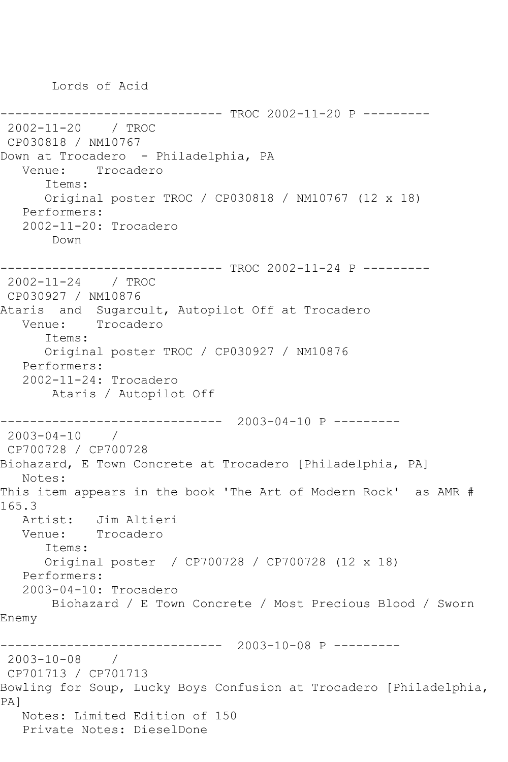Lords of Acid

------------------------------ TROC 2002-11-20 P ---------

2002-11-20 / TROC

CP030818 / NM10767

Down at Trocadero - Philadelphia, PA

Venue: Trocadero

Items:

Original poster TROC / CP030818 / NM10767 (12 x 18)

Performers:

2002-11-20: Trocadero

Down

------------------------------ TROC 2002-11-24 P ---------

2002-11-24 / TROC

CP030927 / NM10876

Ataris and Sugarcult, Autopilot Off at Trocadero

Venue: Trocadero

Items:

Original poster TROC / CP030927 / NM10876

Performers:

2002-11-24: Trocadero

Ataris / Autopilot Off

------------------------------ 2003-04-10 P ---------

2003-04-10 /

CP700728 / CP700728

Biohazard, E Town Concrete at Trocadero [Philadelphia, PA]

Notes:

This item appears in the book 'The Art of Modern Rock' as AMR # 165.3

Artist: Jim Altieri

Venue: Trocadero

Items:

Original poster / CP700728 / CP700728 (12 x 18)

Performers:

2003-04-10: Trocadero

Biohazard / E Town Concrete / Most Precious Blood / Sworn Enemy

------------------------------ 2003-10-08 P ---------

2003-10-08 /

CP701713 / CP701713

Bowling for Soup, Lucky Boys Confusion at Trocadero [Philadelphia, PA]

Notes: Limited Edition of 150

Private Notes: DieselDone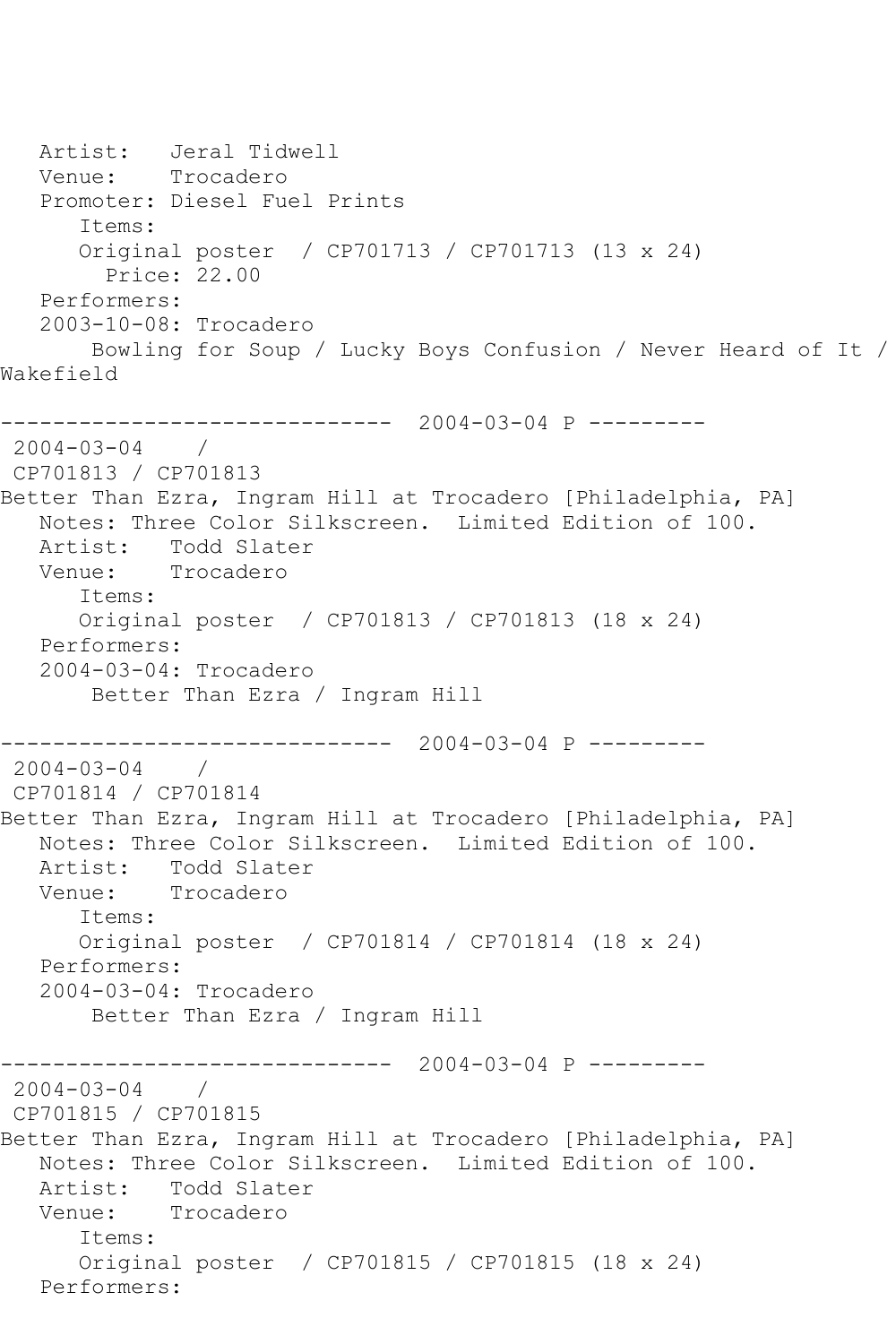Artist: Jeral Tidwell
Venue: Trocadero
Promoter: Diesel Fuel Prints
Items:
Original poster / CP701713 / CP701713 (13 x 24)
Price: 22.00
Performers:
2003-10-08: Trocadero
Bowling for Soup / Lucky Boys Confusion / Never Heard of It / Wakefield

------------------------------ 2004-03-04 P ---------
2004-03-04 /
CP701813 / CP701813
Better Than Ezra, Ingram Hill at Trocadero [Philadelphia, PA]
Notes: Three Color Silkscreen. Limited Edition of 100.
Artist: Todd Slater
Venue: Trocadero
Items:
Original poster / CP701813 / CP701813 (18 x 24)
Performers:
2004-03-04: Trocadero
Better Than Ezra / Ingram Hill

------------------------------ 2004-03-04 P ---------
2004-03-04 /
CP701814 / CP701814
Better Than Ezra, Ingram Hill at Trocadero [Philadelphia, PA]
Notes: Three Color Silkscreen. Limited Edition of 100.
Artist: Todd Slater
Venue: Trocadero
Items:
Original poster / CP701814 / CP701814 (18 x 24)
Performers:
2004-03-04: Trocadero
Better Than Ezra / Ingram Hill

------------------------------ 2004-03-04 P ---------
2004-03-04 /
CP701815 / CP701815
Better Than Ezra, Ingram Hill at Trocadero [Philadelphia, PA]
Notes: Three Color Silkscreen. Limited Edition of 100.
Artist: Todd Slater
Venue: Trocadero
Items:
Original poster / CP701815 / CP701815 (18 x 24)
Performers: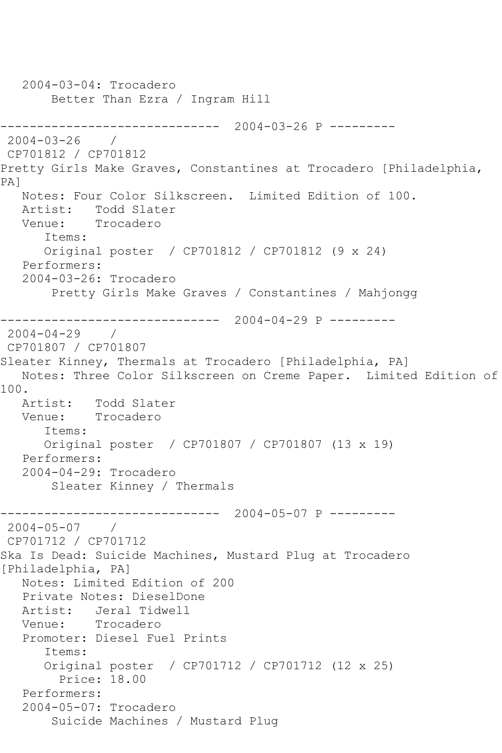```
   2004-03-04: Trocadero
       Better Than Ezra / Ingram Hill

------------------------------  2004-03-26 P ---------
 2004-03-26    /
 CP701812 / CP701812
Pretty Girls Make Graves, Constantines at Trocadero [Philadelphia,
PA]
   Notes: Four Color Silkscreen.  Limited Edition of 100.
   Artist:   Todd Slater
   Venue:    Trocadero
      Items:
      Original poster  / CP701812 / CP701812 (9 x 24)
   Performers:
   2004-03-26: Trocadero
       Pretty Girls Make Graves / Constantines / Mahjongg

------------------------------  2004-04-29 P ---------
 2004-04-29    /
 CP701807 / CP701807
Sleater Kinney, Thermals at Trocadero [Philadelphia, PA]
   Notes: Three Color Silkscreen on Creme Paper.  Limited Edition of
100.
   Artist:   Todd Slater
   Venue:    Trocadero
      Items:
      Original poster  / CP701807 / CP701807 (13 x 19)
   Performers:
   2004-04-29: Trocadero
       Sleater Kinney / Thermals

------------------------------  2004-05-07 P ---------
 2004-05-07    /
 CP701712 / CP701712
Ska Is Dead: Suicide Machines, Mustard Plug at Trocadero
[Philadelphia, PA]
   Notes: Limited Edition of 200
   Private Notes: DieselDone
   Artist:   Jeral Tidwell
   Venue:    Trocadero
   Promoter: Diesel Fuel Prints
      Items:
      Original poster  / CP701712 / CP701712 (12 x 25)
        Price: 18.00
   Performers:
   2004-05-07: Trocadero
       Suicide Machines / Mustard Plug
```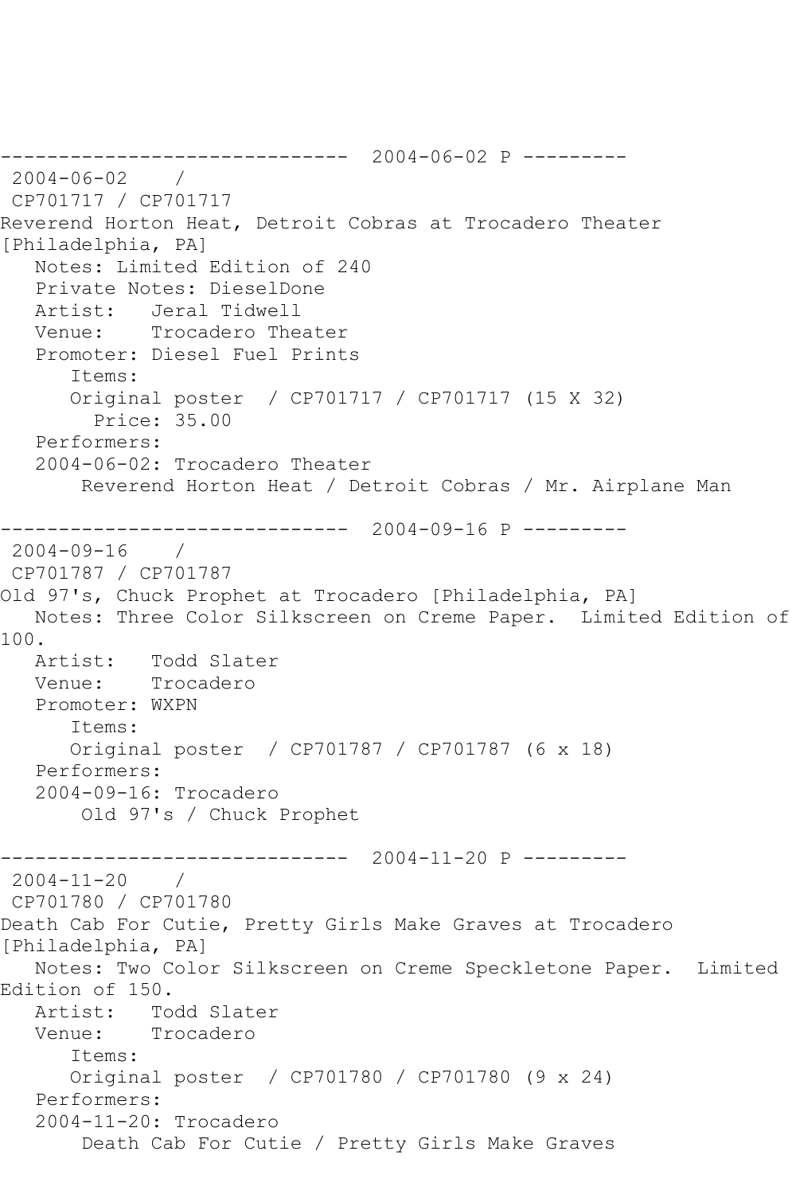------------------------------ 2004-06-02 P ---------

2004-06-02 /
CP701717 / CP701717
Reverend Horton Heat, Detroit Cobras at Trocadero Theater [Philadelphia, PA]
Notes: Limited Edition of 240
Private Notes: DieselDone
Artist: Jeral Tidwell
Venue: Trocadero Theater
Promoter: Diesel Fuel Prints
Items:
Original poster / CP701717 / CP701717 (15 X 32)
Price: 35.00
Performers:
2004-06-02: Trocadero Theater
Reverend Horton Heat / Detroit Cobras / Mr. Airplane Man

------------------------------ 2004-09-16 P ---------

2004-09-16 /
CP701787 / CP701787
Old 97's, Chuck Prophet at Trocadero [Philadelphia, PA]
Notes: Three Color Silkscreen on Creme Paper. Limited Edition of 100.
Artist: Todd Slater
Venue: Trocadero
Promoter: WXPN
Items:
Original poster / CP701787 / CP701787 (6 x 18)
Performers:
2004-09-16: Trocadero
Old 97's / Chuck Prophet

------------------------------ 2004-11-20 P ---------

2004-11-20 /
CP701780 / CP701780
Death Cab For Cutie, Pretty Girls Make Graves at Trocadero [Philadelphia, PA]
Notes: Two Color Silkscreen on Creme Speckletone Paper. Limited Edition of 150.
Artist: Todd Slater
Venue: Trocadero
Items:
Original poster / CP701780 / CP701780 (9 x 24)
Performers:
2004-11-20: Trocadero
Death Cab For Cutie / Pretty Girls Make Graves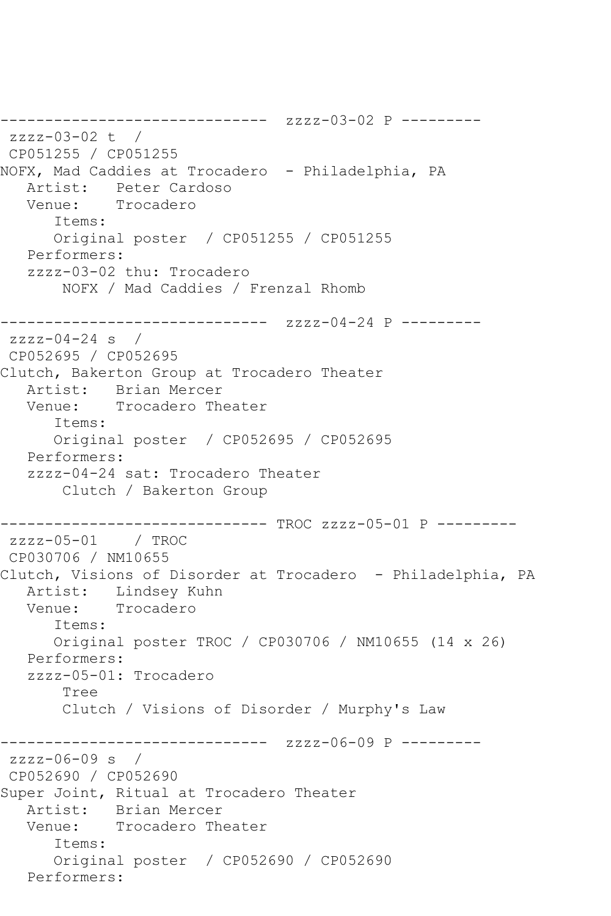```
------------------------------  zzzz-03-02 P ---------
 zzzz-03-02 t  / 
 CP051255 / CP051255
NOFX, Mad Caddies at Trocadero  - Philadelphia, PA
   Artist:   Peter Cardoso
   Venue:    Trocadero
      Items:
      Original poster  / CP051255 / CP051255
   Performers:
   zzzz-03-02 thu: Trocadero
       NOFX / Mad Caddies / Frenzal Rhomb

------------------------------  zzzz-04-24 P ---------
 zzzz-04-24 s  / 
 CP052695 / CP052695
Clutch, Bakerton Group at Trocadero Theater
   Artist:   Brian Mercer
   Venue:    Trocadero Theater
      Items:
      Original poster  / CP052695 / CP052695
   Performers:
   zzzz-04-24 sat: Trocadero Theater
       Clutch / Bakerton Group

------------------------------ TROC zzzz-05-01 P ---------
 zzzz-05-01    / TROC
 CP030706 / NM10655
Clutch, Visions of Disorder at Trocadero  - Philadelphia, PA
   Artist:   Lindsey Kuhn
   Venue:    Trocadero
      Items:
      Original poster TROC / CP030706 / NM10655 (14 x 26)
   Performers:
   zzzz-05-01: Trocadero
       Tree
       Clutch / Visions of Disorder / Murphy's Law

------------------------------  zzzz-06-09 P ---------
 zzzz-06-09 s  / 
 CP052690 / CP052690
Super Joint, Ritual at Trocadero Theater
   Artist:   Brian Mercer
   Venue:    Trocadero Theater
      Items:
      Original poster  / CP052690 / CP052690
   Performers:
```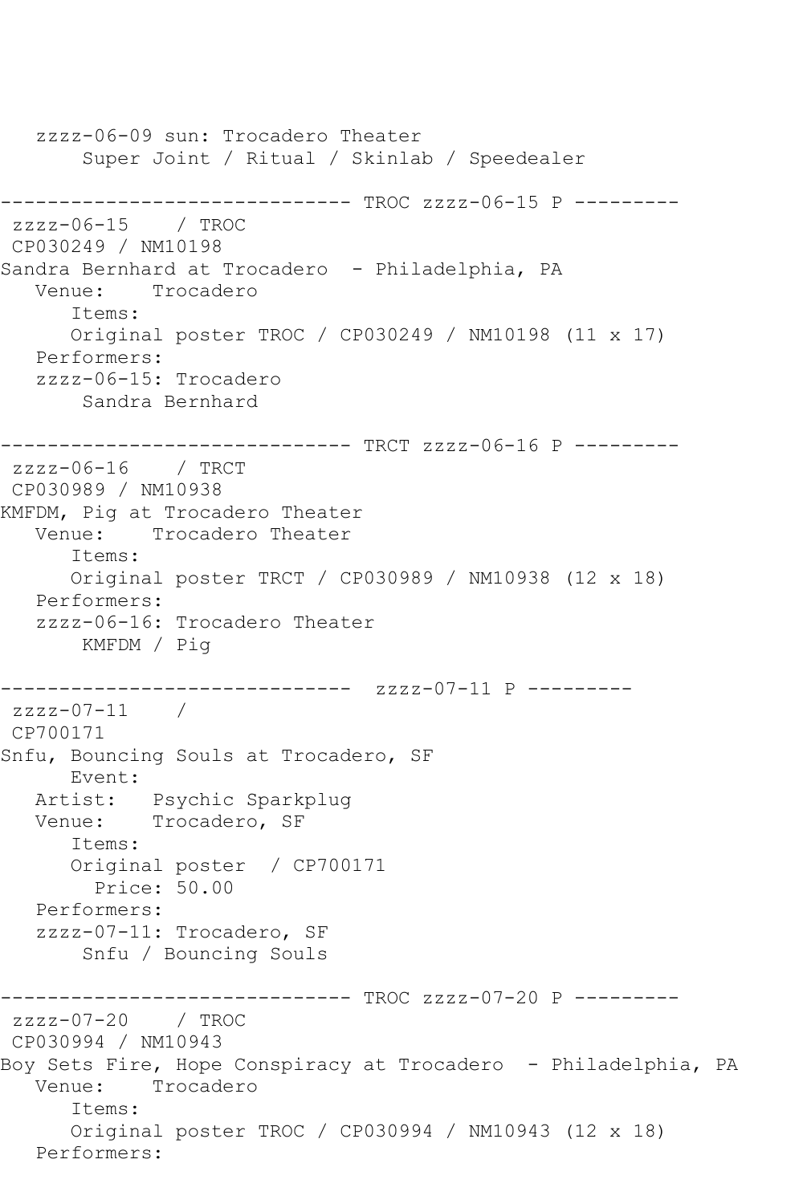```
   zzzz-06-09 sun: Trocadero Theater
       Super Joint / Ritual / Skinlab / Speedealer

------------------------------ TROC zzzz-06-15 P ---------
 zzzz-06-15    / TROC
 CP030249 / NM10198
Sandra Bernhard at Trocadero  - Philadelphia, PA
   Venue:    Trocadero
      Items:
      Original poster TROC / CP030249 / NM10198 (11 x 17)
   Performers:
   zzzz-06-15: Trocadero
       Sandra Bernhard

------------------------------ TRCT zzzz-06-16 P ---------
 zzzz-06-16    / TRCT
 CP030989 / NM10938
KMFDM, Pig at Trocadero Theater
   Venue:    Trocadero Theater
      Items:
      Original poster TRCT / CP030989 / NM10938 (12 x 18)
   Performers:
   zzzz-06-16: Trocadero Theater
       KMFDM / Pig

------------------------------  zzzz-07-11 P ---------
 zzzz-07-11    /
 CP700171
Snfu, Bouncing Souls at Trocadero, SF
      Event:
   Artist:   Psychic Sparkplug
   Venue:    Trocadero, SF
      Items:
      Original poster  / CP700171
        Price: 50.00
   Performers:
   zzzz-07-11: Trocadero, SF
       Snfu / Bouncing Souls

------------------------------ TROC zzzz-07-20 P ---------
 zzzz-07-20    / TROC
 CP030994 / NM10943
Boy Sets Fire, Hope Conspiracy at Trocadero  - Philadelphia, PA
   Venue:    Trocadero
      Items:
      Original poster TROC / CP030994 / NM10943 (12 x 18)
   Performers:
```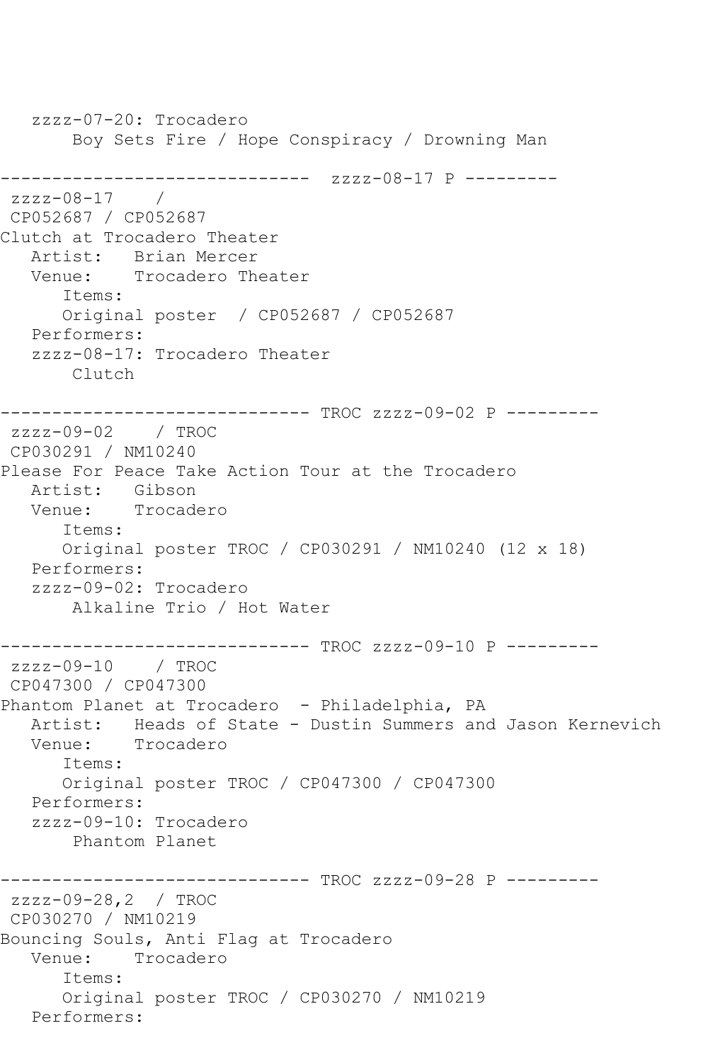```
   zzzz-07-20: Trocadero
       Boy Sets Fire / Hope Conspiracy / Drowning Man

------------------------------  zzzz-08-17 P ---------
 zzzz-08-17    /
 CP052687 / CP052687
Clutch at Trocadero Theater
   Artist:   Brian Mercer
   Venue:    Trocadero Theater
      Items:
      Original poster  / CP052687 / CP052687
   Performers:
   zzzz-08-17: Trocadero Theater
       Clutch

------------------------------ TROC zzzz-09-02 P ---------
 zzzz-09-02    / TROC
 CP030291 / NM10240
Please For Peace Take Action Tour at the Trocadero
   Artist:   Gibson
   Venue:    Trocadero
      Items:
      Original poster TROC / CP030291 / NM10240 (12 x 18)
   Performers:
   zzzz-09-02: Trocadero
       Alkaline Trio / Hot Water

------------------------------ TROC zzzz-09-10 P ---------
 zzzz-09-10    / TROC
 CP047300 / CP047300
Phantom Planet at Trocadero  - Philadelphia, PA
   Artist:   Heads of State - Dustin Summers and Jason Kernevich
   Venue:    Trocadero
      Items:
      Original poster TROC / CP047300 / CP047300
   Performers:
   zzzz-09-10: Trocadero
       Phantom Planet

------------------------------ TROC zzzz-09-28 P ---------
 zzzz-09-28,2  / TROC
 CP030270 / NM10219
Bouncing Souls, Anti Flag at Trocadero
   Venue:    Trocadero
      Items:
      Original poster TROC / CP030270 / NM10219
   Performers:
```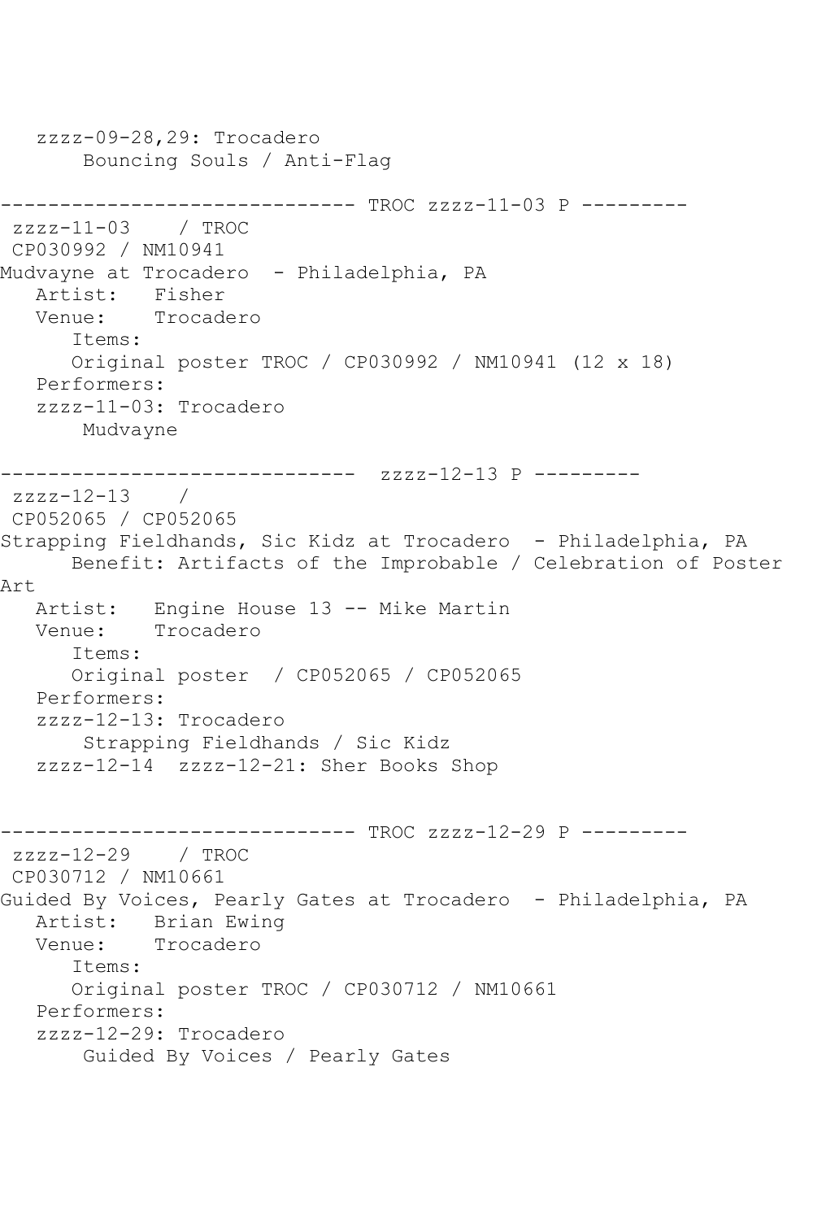```
   zzzz-09-28,29: Trocadero
       Bouncing Souls / Anti-Flag

------------------------------ TROC zzzz-11-03 P ---------
 zzzz-11-03    / TROC
 CP030992 / NM10941
Mudvayne at Trocadero  - Philadelphia, PA
   Artist:   Fisher
   Venue:    Trocadero
      Items:
      Original poster TROC / CP030992 / NM10941 (12 x 18)
   Performers:
   zzzz-11-03: Trocadero
       Mudvayne

------------------------------  zzzz-12-13 P ---------
 zzzz-12-13    /
 CP052065 / CP052065
Strapping Fieldhands, Sic Kidz at Trocadero  - Philadelphia, PA
      Benefit: Artifacts of the Improbable / Celebration of Poster
Art
   Artist:   Engine House 13 -- Mike Martin
   Venue:    Trocadero
      Items:
      Original poster  / CP052065 / CP052065
   Performers:
   zzzz-12-13: Trocadero
       Strapping Fieldhands / Sic Kidz
   zzzz-12-14  zzzz-12-21: Sher Books Shop


------------------------------ TROC zzzz-12-29 P ---------
 zzzz-12-29    / TROC
 CP030712 / NM10661
Guided By Voices, Pearly Gates at Trocadero  - Philadelphia, PA
   Artist:   Brian Ewing
   Venue:    Trocadero
      Items:
      Original poster TROC / CP030712 / NM10661
   Performers:
   zzzz-12-29: Trocadero
       Guided By Voices / Pearly Gates
```